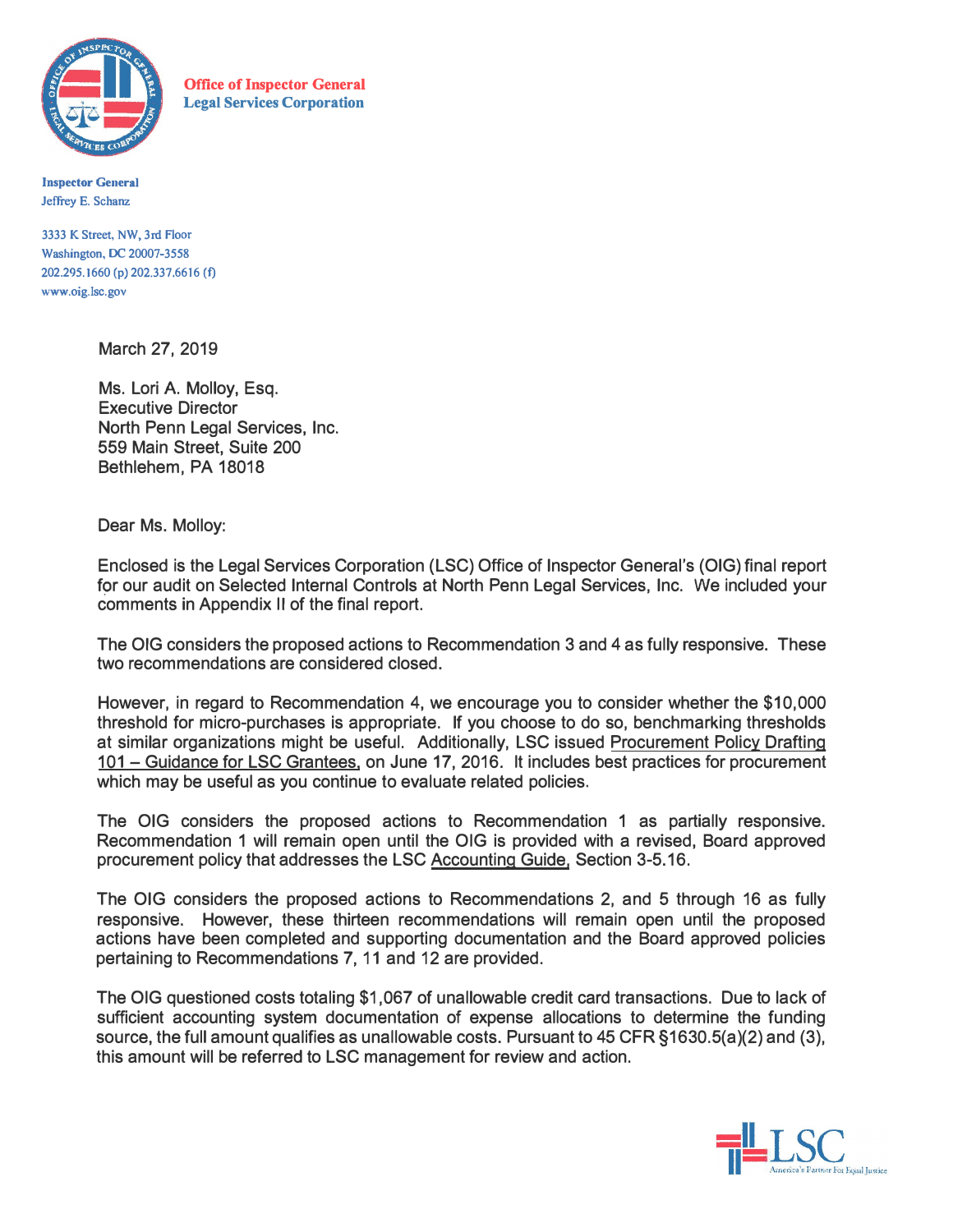**Office of Inspector General**
**Legal Services Corporation**

**Inspector General**
Jeffrey E. Schanz

3333 K Street, NW, 3rd Floor
Washington, DC 20007-3558
202.295.1660 (p) 202.337.6616 (f)
www.oig.lsc.gov

March 27, 2019

Ms. Lori A. Molloy, Esq.
Executive Director
North Penn Legal Services, Inc.
559 Main Street, Suite 200
Bethlehem, PA 18018

Dear Ms. Molloy:

Enclosed is the Legal Services Corporation (LSC) Office of Inspector General's (OIG) final report for our audit on Selected Internal Controls at North Penn Legal Services, Inc. We included your comments in Appendix II of the final report.

The OIG considers the proposed actions to Recommendation 3 and 4 as fully responsive. These two recommendations are considered closed.

However, in regard to Recommendation 4, we encourage you to consider whether the $10,000 threshold for micro-purchases is appropriate. If you choose to do so, benchmarking thresholds at similar organizations might be useful. Additionally, LSC issued Procurement Policy Drafting 101 – Guidance for LSC Grantees, on June 17, 2016. It includes best practices for procurement which may be useful as you continue to evaluate related policies.

The OIG considers the proposed actions to Recommendation 1 as partially responsive. Recommendation 1 will remain open until the OIG is provided with a revised, Board approved procurement policy that addresses the LSC Accounting Guide, Section 3-5.16.

The OIG considers the proposed actions to Recommendations 2, and 5 through 16 as fully responsive. However, these thirteen recommendations will remain open until the proposed actions have been completed and supporting documentation and the Board approved policies pertaining to Recommendations 7, 11 and 12 are provided.

The OIG questioned costs totaling $1,067 of unallowable credit card transactions. Due to lack of sufficient accounting system documentation of expense allocations to determine the funding source, the full amount qualifies as unallowable costs. Pursuant to 45 CFR §1630.5(a)(2) and (3), this amount will be referred to LSC management for review and action.

LSC
America's Partner For Equal Justice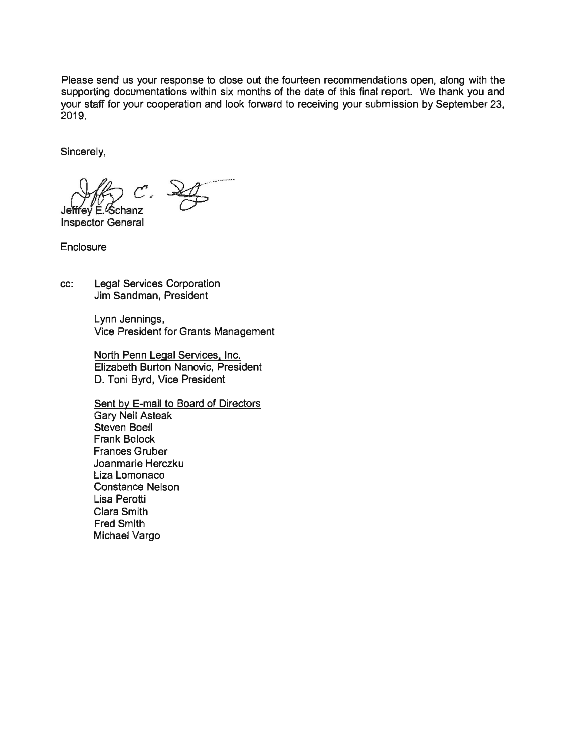Please send us your response to close out the fourteen recommendations open, along with the supporting documentations within six months of the date of this final report. We thank you and your staff for your cooperation and look forward to receiving your submission by September 23, 2019.

Sincerely,

Jeffrey E. Schanz
Inspector General

Enclosure

cc: Legal Services Corporation
Jim Sandman, President

Lynn Jennings,
Vice President for Grants Management

North Penn Legal Services, Inc.
Elizabeth Burton Nanovic, President
D. Toni Byrd, Vice President

Sent by E-mail to Board of Directors
Gary Neil Asteak
Steven Boell
Frank Bolock
Frances Gruber
Joanmarie Herczku
Liza Lomonaco
Constance Nelson
Lisa Perotti
Clara Smith
Fred Smith
Michael Vargo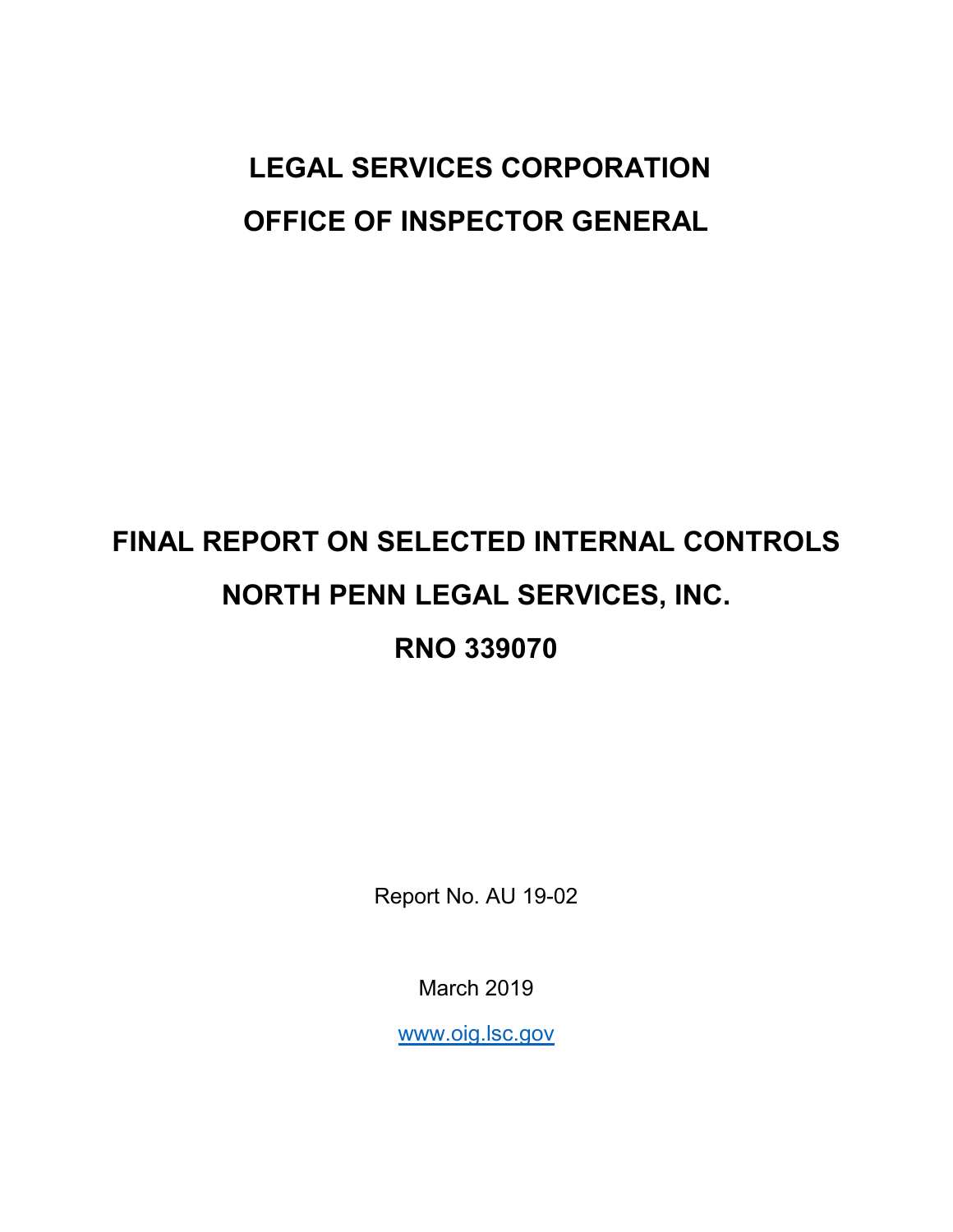# LEGAL SERVICES CORPORATION
# OFFICE OF INSPECTOR GENERAL

# FINAL REPORT ON SELECTED INTERNAL CONTROLS
# NORTH PENN LEGAL SERVICES, INC.
# RNO 339070

Report No. AU 19-02

March 2019

www.oig.lsc.gov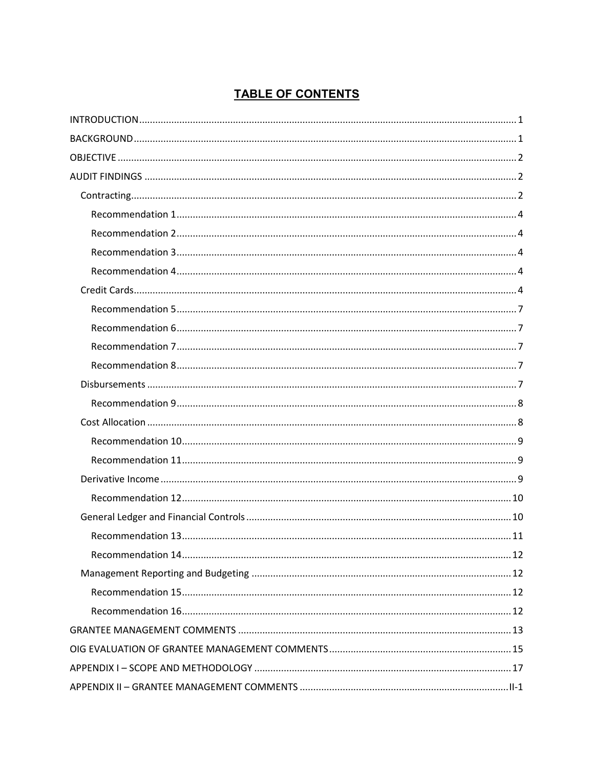## TABLE OF CONTENTS

- INTRODUCTION ........ 1
- BACKGROUND ........ 1
- OBJECTIVE ........ 2
- AUDIT FINDINGS ........ 2
  - Contracting ........ 2
    - Recommendation 1 ........ 4
    - Recommendation 2 ........ 4
    - Recommendation 3 ........ 4
    - Recommendation 4 ........ 4
  - Credit Cards ........ 4
    - Recommendation 5 ........ 7
    - Recommendation 6 ........ 7
    - Recommendation 7 ........ 7
    - Recommendation 8 ........ 7
  - Disbursements ........ 7
    - Recommendation 9 ........ 8
  - Cost Allocation ........ 8
    - Recommendation 10 ........ 9
    - Recommendation 11 ........ 9
  - Derivative Income ........ 9
    - Recommendation 12 ........ 10
  - General Ledger and Financial Controls ........ 10
    - Recommendation 13 ........ 11
    - Recommendation 14 ........ 12
  - Management Reporting and Budgeting ........ 12
    - Recommendation 15 ........ 12
    - Recommendation 16 ........ 12
- GRANTEE MANAGEMENT COMMENTS ........ 13
- OIG EVALUATION OF GRANTEE MANAGEMENT COMMENTS ........ 15
- APPENDIX I – SCOPE AND METHODOLOGY ........ 17
- APPENDIX II – GRANTEE MANAGEMENT COMMENTS ........ II-1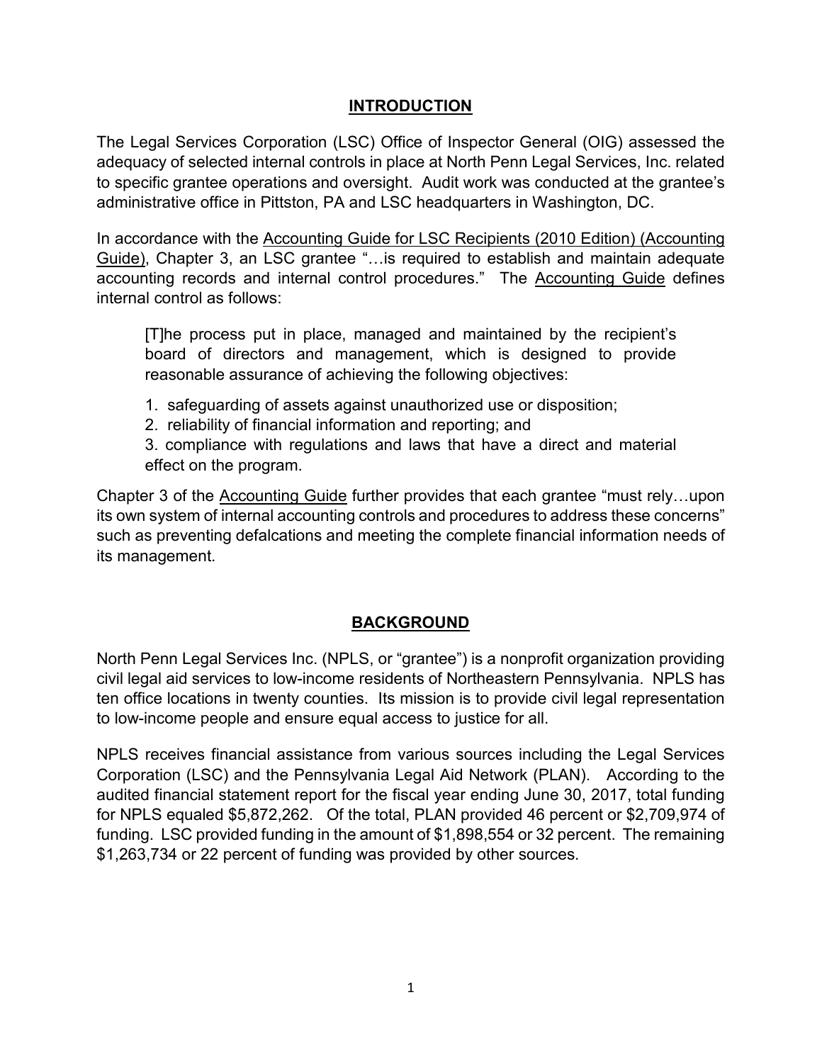## INTRODUCTION

The Legal Services Corporation (LSC) Office of Inspector General (OIG) assessed the adequacy of selected internal controls in place at North Penn Legal Services, Inc. related to specific grantee operations and oversight. Audit work was conducted at the grantee's administrative office in Pittston, PA and LSC headquarters in Washington, DC.

In accordance with the Accounting Guide for LSC Recipients (2010 Edition) (Accounting Guide), Chapter 3, an LSC grantee "…is required to establish and maintain adequate accounting records and internal control procedures." The Accounting Guide defines internal control as follows:

> [T]he process put in place, managed and maintained by the recipient's board of directors and management, which is designed to provide reasonable assurance of achieving the following objectives:
>
> 1. safeguarding of assets against unauthorized use or disposition;
> 2. reliability of financial information and reporting; and
> 3. compliance with regulations and laws that have a direct and material effect on the program.

Chapter 3 of the Accounting Guide further provides that each grantee "must rely…upon its own system of internal accounting controls and procedures to address these concerns" such as preventing defalcations and meeting the complete financial information needs of its management.

## BACKGROUND

North Penn Legal Services Inc. (NPLS, or "grantee") is a nonprofit organization providing civil legal aid services to low-income residents of Northeastern Pennsylvania. NPLS has ten office locations in twenty counties. Its mission is to provide civil legal representation to low-income people and ensure equal access to justice for all.

NPLS receives financial assistance from various sources including the Legal Services Corporation (LSC) and the Pennsylvania Legal Aid Network (PLAN). According to the audited financial statement report for the fiscal year ending June 30, 2017, total funding for NPLS equaled $5,872,262. Of the total, PLAN provided 46 percent or $2,709,974 of funding. LSC provided funding in the amount of $1,898,554 or 32 percent. The remaining $1,263,734 or 22 percent of funding was provided by other sources.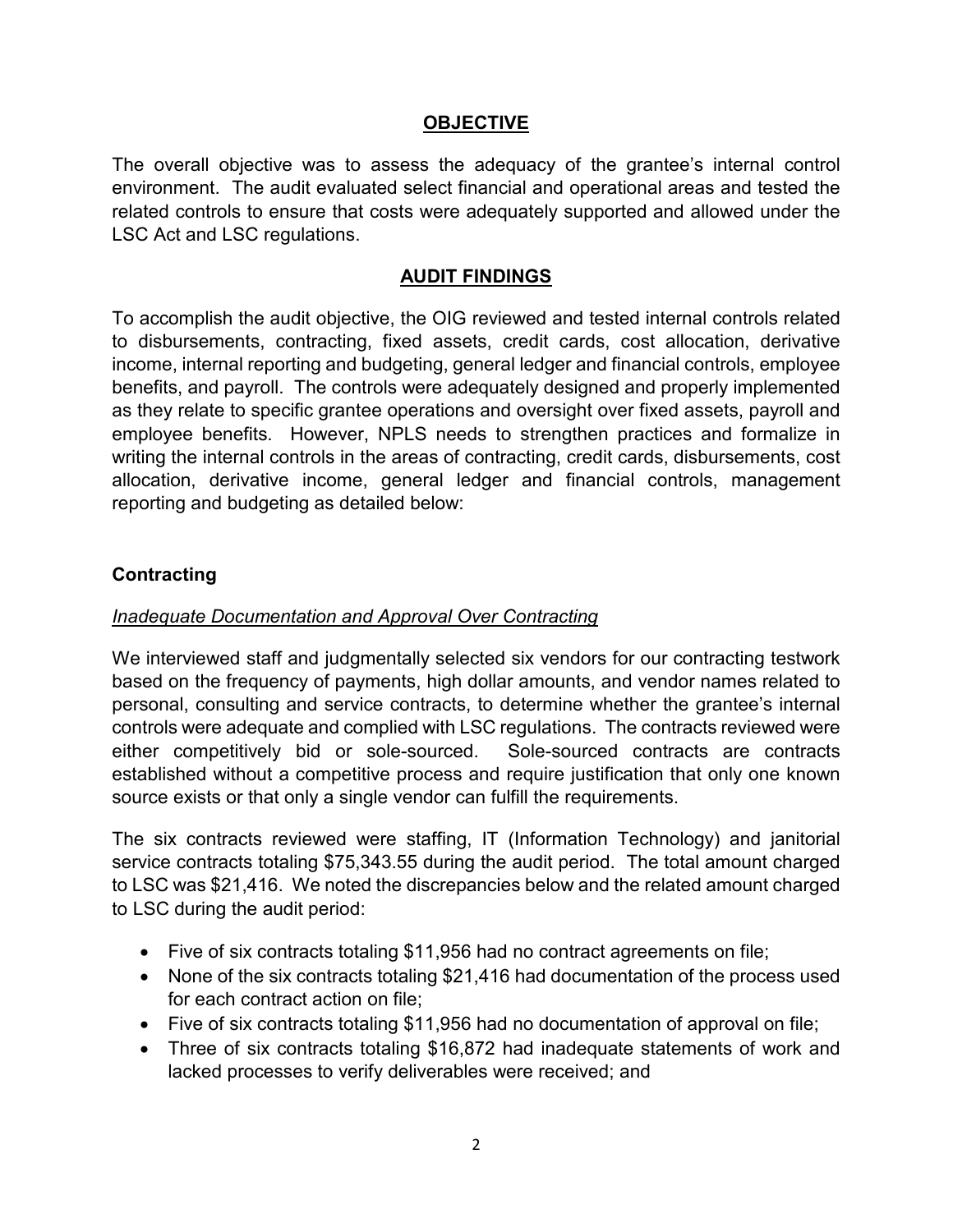## OBJECTIVE

The overall objective was to assess the adequacy of the grantee's internal control environment. The audit evaluated select financial and operational areas and tested the related controls to ensure that costs were adequately supported and allowed under the LSC Act and LSC regulations.

## AUDIT FINDINGS

To accomplish the audit objective, the OIG reviewed and tested internal controls related to disbursements, contracting, fixed assets, credit cards, cost allocation, derivative income, internal reporting and budgeting, general ledger and financial controls, employee benefits, and payroll. The controls were adequately designed and properly implemented as they relate to specific grantee operations and oversight over fixed assets, payroll and employee benefits. However, NPLS needs to strengthen practices and formalize in writing the internal controls in the areas of contracting, credit cards, disbursements, cost allocation, derivative income, general ledger and financial controls, management reporting and budgeting as detailed below:

### Contracting

*Inadequate Documentation and Approval Over Contracting*

We interviewed staff and judgmentally selected six vendors for our contracting testwork based on the frequency of payments, high dollar amounts, and vendor names related to personal, consulting and service contracts, to determine whether the grantee's internal controls were adequate and complied with LSC regulations. The contracts reviewed were either competitively bid or sole-sourced. Sole-sourced contracts are contracts established without a competitive process and require justification that only one known source exists or that only a single vendor can fulfill the requirements.

The six contracts reviewed were staffing, IT (Information Technology) and janitorial service contracts totaling $75,343.55 during the audit period. The total amount charged to LSC was $21,416. We noted the discrepancies below and the related amount charged to LSC during the audit period:

- Five of six contracts totaling $11,956 had no contract agreements on file;
- None of the six contracts totaling $21,416 had documentation of the process used for each contract action on file;
- Five of six contracts totaling $11,956 had no documentation of approval on file;
- Three of six contracts totaling $16,872 had inadequate statements of work and lacked processes to verify deliverables were received; and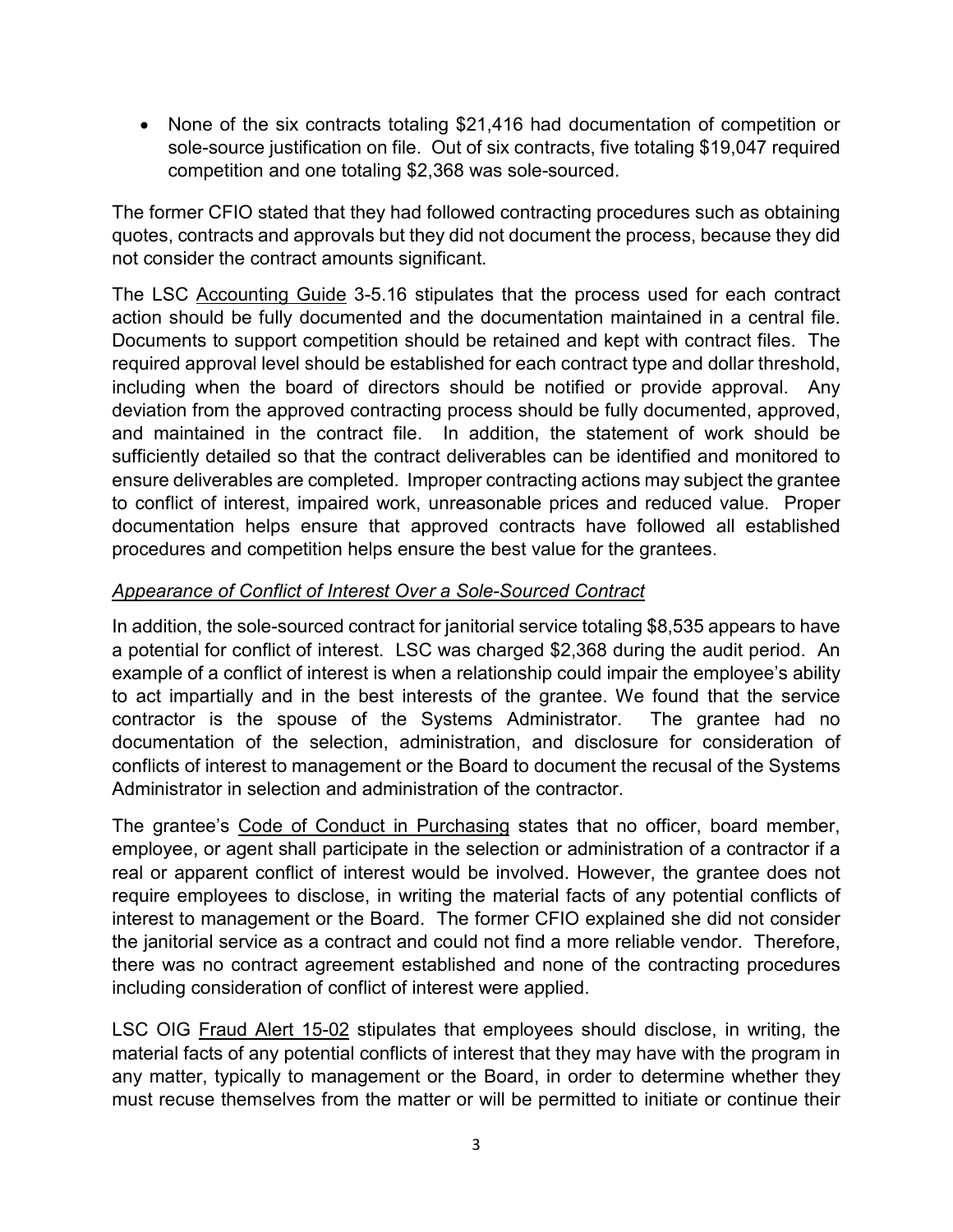- None of the six contracts totaling $21,416 had documentation of competition or sole-source justification on file. Out of six contracts, five totaling $19,047 required competition and one totaling $2,368 was sole-sourced.

The former CFIO stated that they had followed contracting procedures such as obtaining quotes, contracts and approvals but they did not document the process, because they did not consider the contract amounts significant.

The LSC Accounting Guide 3-5.16 stipulates that the process used for each contract action should be fully documented and the documentation maintained in a central file. Documents to support competition should be retained and kept with contract files. The required approval level should be established for each contract type and dollar threshold, including when the board of directors should be notified or provide approval. Any deviation from the approved contracting process should be fully documented, approved, and maintained in the contract file. In addition, the statement of work should be sufficiently detailed so that the contract deliverables can be identified and monitored to ensure deliverables are completed. Improper contracting actions may subject the grantee to conflict of interest, impaired work, unreasonable prices and reduced value. Proper documentation helps ensure that approved contracts have followed all established procedures and competition helps ensure the best value for the grantees.

*Appearance of Conflict of Interest Over a Sole-Sourced Contract*

In addition, the sole-sourced contract for janitorial service totaling $8,535 appears to have a potential for conflict of interest. LSC was charged $2,368 during the audit period. An example of a conflict of interest is when a relationship could impair the employee's ability to act impartially and in the best interests of the grantee. We found that the service contractor is the spouse of the Systems Administrator. The grantee had no documentation of the selection, administration, and disclosure for consideration of conflicts of interest to management or the Board to document the recusal of the Systems Administrator in selection and administration of the contractor.

The grantee's Code of Conduct in Purchasing states that no officer, board member, employee, or agent shall participate in the selection or administration of a contractor if a real or apparent conflict of interest would be involved. However, the grantee does not require employees to disclose, in writing the material facts of any potential conflicts of interest to management or the Board. The former CFIO explained she did not consider the janitorial service as a contract and could not find a more reliable vendor. Therefore, there was no contract agreement established and none of the contracting procedures including consideration of conflict of interest were applied.

LSC OIG Fraud Alert 15-02 stipulates that employees should disclose, in writing, the material facts of any potential conflicts of interest that they may have with the program in any matter, typically to management or the Board, in order to determine whether they must recuse themselves from the matter or will be permitted to initiate or continue their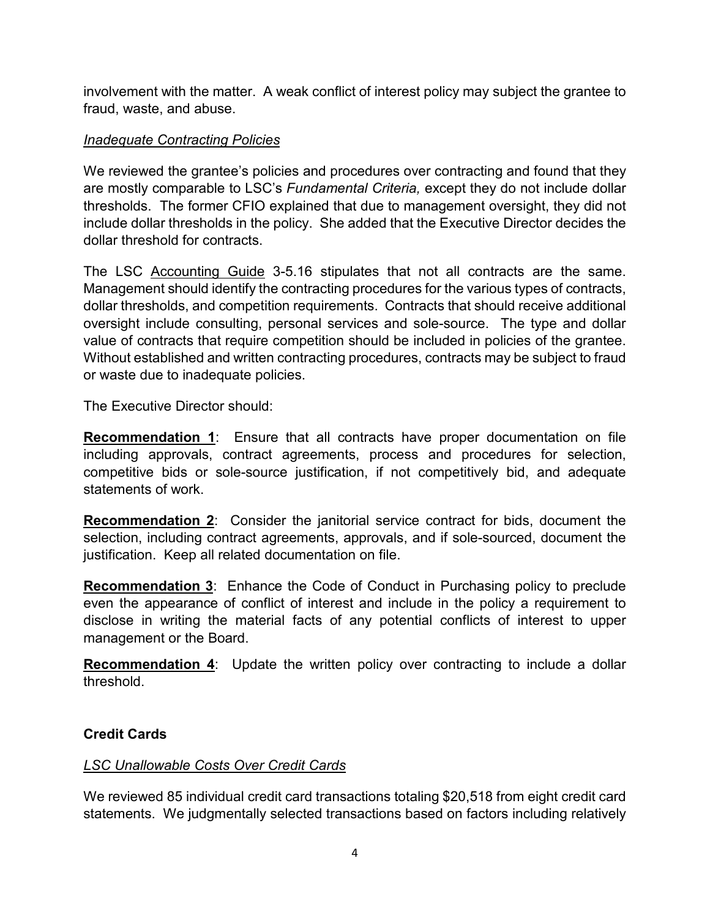involvement with the matter. A weak conflict of interest policy may subject the grantee to fraud, waste, and abuse.

*Inadequate Contracting Policies*

We reviewed the grantee's policies and procedures over contracting and found that they are mostly comparable to LSC's *Fundamental Criteria,* except they do not include dollar thresholds. The former CFIO explained that due to management oversight, they did not include dollar thresholds in the policy. She added that the Executive Director decides the dollar threshold for contracts.

The LSC Accounting Guide 3-5.16 stipulates that not all contracts are the same. Management should identify the contracting procedures for the various types of contracts, dollar thresholds, and competition requirements. Contracts that should receive additional oversight include consulting, personal services and sole-source. The type and dollar value of contracts that require competition should be included in policies of the grantee. Without established and written contracting procedures, contracts may be subject to fraud or waste due to inadequate policies.

The Executive Director should:

**Recommendation 1**: Ensure that all contracts have proper documentation on file including approvals, contract agreements, process and procedures for selection, competitive bids or sole-source justification, if not competitively bid, and adequate statements of work.

**Recommendation 2**: Consider the janitorial service contract for bids, document the selection, including contract agreements, approvals, and if sole-sourced, document the justification. Keep all related documentation on file.

**Recommendation 3**: Enhance the Code of Conduct in Purchasing policy to preclude even the appearance of conflict of interest and include in the policy a requirement to disclose in writing the material facts of any potential conflicts of interest to upper management or the Board.

**Recommendation 4**: Update the written policy over contracting to include a dollar threshold.

**Credit Cards**

*LSC Unallowable Costs Over Credit Cards*

We reviewed 85 individual credit card transactions totaling $20,518 from eight credit card statements. We judgmentally selected transactions based on factors including relatively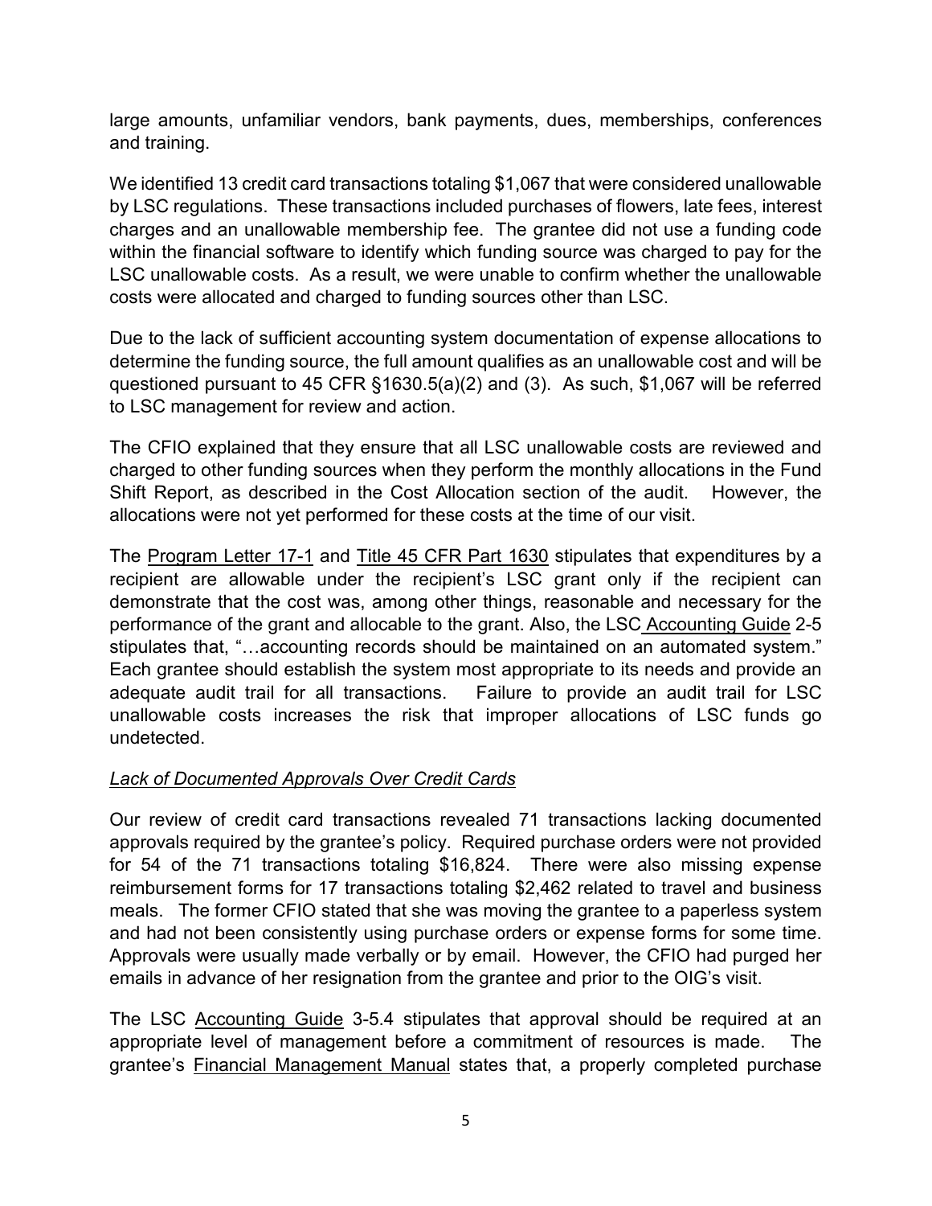large amounts, unfamiliar vendors, bank payments, dues, memberships, conferences and training.

We identified 13 credit card transactions totaling $1,067 that were considered unallowable by LSC regulations. These transactions included purchases of flowers, late fees, interest charges and an unallowable membership fee. The grantee did not use a funding code within the financial software to identify which funding source was charged to pay for the LSC unallowable costs. As a result, we were unable to confirm whether the unallowable costs were allocated and charged to funding sources other than LSC.

Due to the lack of sufficient accounting system documentation of expense allocations to determine the funding source, the full amount qualifies as an unallowable cost and will be questioned pursuant to 45 CFR §1630.5(a)(2) and (3). As such, $1,067 will be referred to LSC management for review and action.

The CFIO explained that they ensure that all LSC unallowable costs are reviewed and charged to other funding sources when they perform the monthly allocations in the Fund Shift Report, as described in the Cost Allocation section of the audit. However, the allocations were not yet performed for these costs at the time of our visit.

The Program Letter 17-1 and Title 45 CFR Part 1630 stipulates that expenditures by a recipient are allowable under the recipient's LSC grant only if the recipient can demonstrate that the cost was, among other things, reasonable and necessary for the performance of the grant and allocable to the grant. Also, the LSC Accounting Guide 2-5 stipulates that, "…accounting records should be maintained on an automated system." Each grantee should establish the system most appropriate to its needs and provide an adequate audit trail for all transactions. Failure to provide an audit trail for LSC unallowable costs increases the risk that improper allocations of LSC funds go undetected.

*Lack of Documented Approvals Over Credit Cards*

Our review of credit card transactions revealed 71 transactions lacking documented approvals required by the grantee's policy. Required purchase orders were not provided for 54 of the 71 transactions totaling $16,824. There were also missing expense reimbursement forms for 17 transactions totaling $2,462 related to travel and business meals. The former CFIO stated that she was moving the grantee to a paperless system and had not been consistently using purchase orders or expense forms for some time. Approvals were usually made verbally or by email. However, the CFIO had purged her emails in advance of her resignation from the grantee and prior to the OIG's visit.

The LSC Accounting Guide 3-5.4 stipulates that approval should be required at an appropriate level of management before a commitment of resources is made. The grantee's Financial Management Manual states that, a properly completed purchase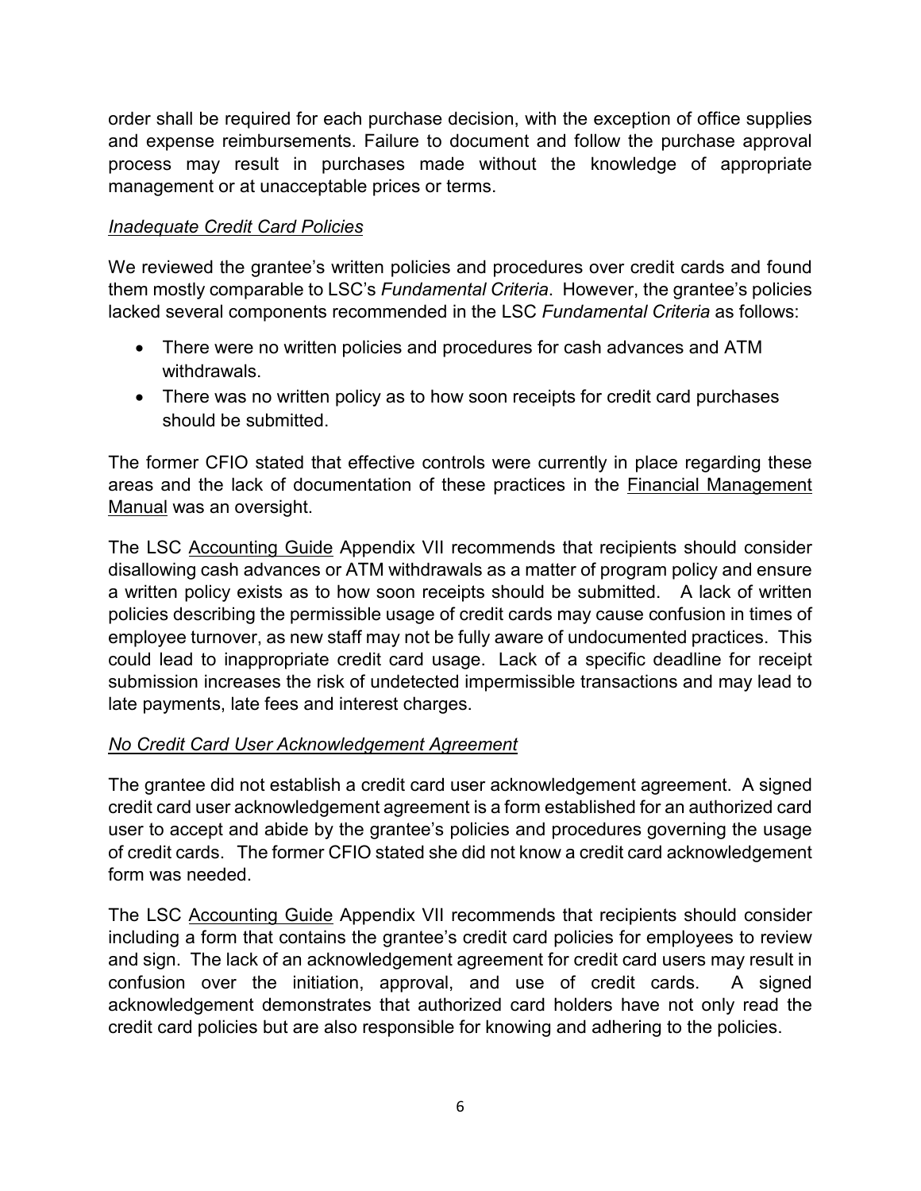order shall be required for each purchase decision, with the exception of office supplies and expense reimbursements. Failure to document and follow the purchase approval process may result in purchases made without the knowledge of appropriate management or at unacceptable prices or terms.

*Inadequate Credit Card Policies*

We reviewed the grantee's written policies and procedures over credit cards and found them mostly comparable to LSC's *Fundamental Criteria*. However, the grantee's policies lacked several components recommended in the LSC *Fundamental Criteria* as follows:

- There were no written policies and procedures for cash advances and ATM withdrawals.
- There was no written policy as to how soon receipts for credit card purchases should be submitted.

The former CFIO stated that effective controls were currently in place regarding these areas and the lack of documentation of these practices in the Financial Management Manual was an oversight.

The LSC Accounting Guide Appendix VII recommends that recipients should consider disallowing cash advances or ATM withdrawals as a matter of program policy and ensure a written policy exists as to how soon receipts should be submitted. A lack of written policies describing the permissible usage of credit cards may cause confusion in times of employee turnover, as new staff may not be fully aware of undocumented practices. This could lead to inappropriate credit card usage. Lack of a specific deadline for receipt submission increases the risk of undetected impermissible transactions and may lead to late payments, late fees and interest charges.

*No Credit Card User Acknowledgement Agreement*

The grantee did not establish a credit card user acknowledgement agreement. A signed credit card user acknowledgement agreement is a form established for an authorized card user to accept and abide by the grantee's policies and procedures governing the usage of credit cards. The former CFIO stated she did not know a credit card acknowledgement form was needed.

The LSC Accounting Guide Appendix VII recommends that recipients should consider including a form that contains the grantee's credit card policies for employees to review and sign. The lack of an acknowledgement agreement for credit card users may result in confusion over the initiation, approval, and use of credit cards. A signed acknowledgement demonstrates that authorized card holders have not only read the credit card policies but are also responsible for knowing and adhering to the policies.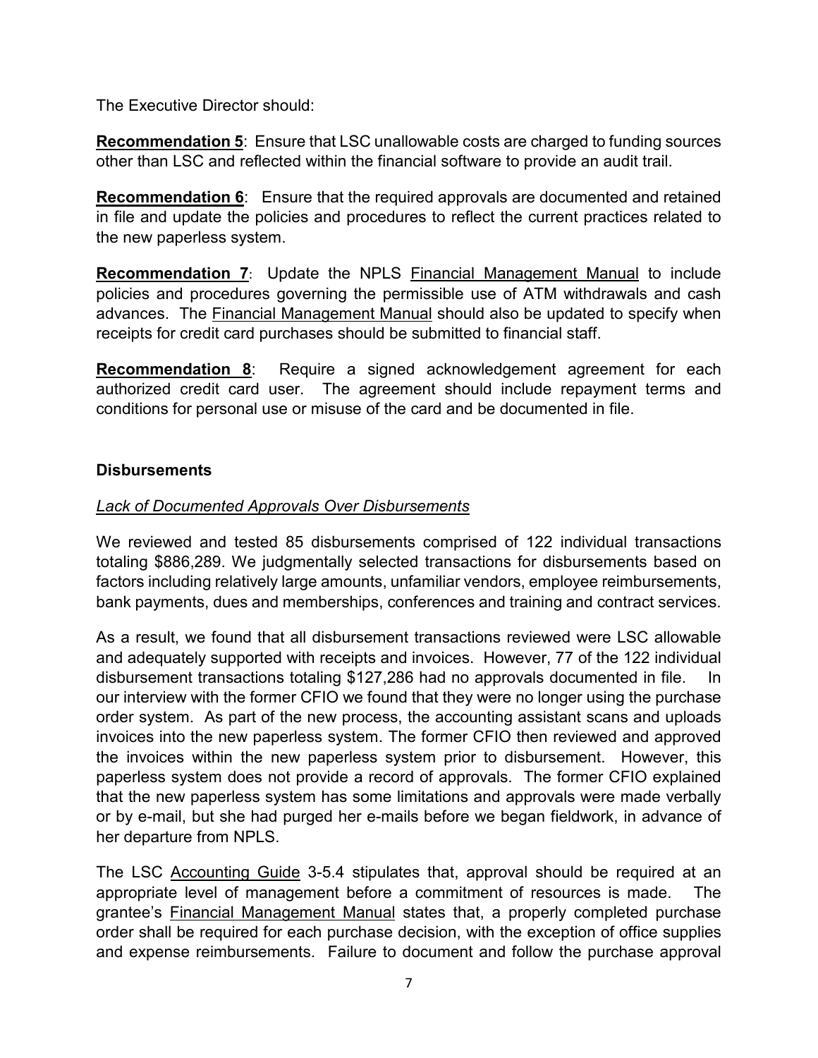The Executive Director should:

**<u>Recommendation 5</u>**: Ensure that LSC unallowable costs are charged to funding sources other than LSC and reflected within the financial software to provide an audit trail.

**<u>Recommendation 6</u>**: Ensure that the required approvals are documented and retained in file and update the policies and procedures to reflect the current practices related to the new paperless system.

**<u>Recommendation 7</u>**: Update the NPLS <u>Financial Management Manual</u> to include policies and procedures governing the permissible use of ATM withdrawals and cash advances. The <u>Financial Management Manual</u> should also be updated to specify when receipts for credit card purchases should be submitted to financial staff.

**<u>Recommendation 8</u>**: Require a signed acknowledgement agreement for each authorized credit card user. The agreement should include repayment terms and conditions for personal use or misuse of the card and be documented in file.

**Disbursements**

*<u>Lack of Documented Approvals Over Disbursements</u>*

We reviewed and tested 85 disbursements comprised of 122 individual transactions totaling $886,289. We judgmentally selected transactions for disbursements based on factors including relatively large amounts, unfamiliar vendors, employee reimbursements, bank payments, dues and memberships, conferences and training and contract services.

As a result, we found that all disbursement transactions reviewed were LSC allowable and adequately supported with receipts and invoices. However, 77 of the 122 individual disbursement transactions totaling $127,286 had no approvals documented in file. In our interview with the former CFIO we found that they were no longer using the purchase order system. As part of the new process, the accounting assistant scans and uploads invoices into the new paperless system. The former CFIO then reviewed and approved the invoices within the new paperless system prior to disbursement. However, this paperless system does not provide a record of approvals. The former CFIO explained that the new paperless system has some limitations and approvals were made verbally or by e-mail, but she had purged her e-mails before we began fieldwork, in advance of her departure from NPLS.

The LSC <u>Accounting Guide</u> 3-5.4 stipulates that, approval should be required at an appropriate level of management before a commitment of resources is made. The grantee's <u>Financial Management Manual</u> states that, a properly completed purchase order shall be required for each purchase decision, with the exception of office supplies and expense reimbursements. Failure to document and follow the purchase approval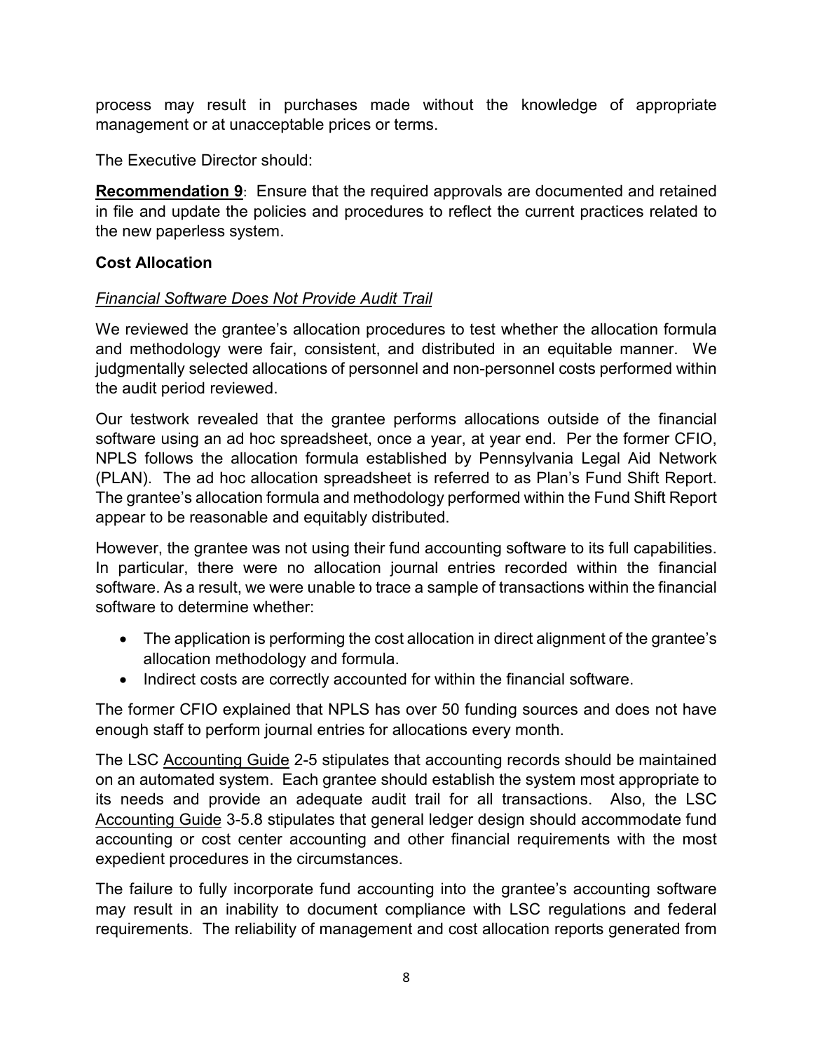process may result in purchases made without the knowledge of appropriate management or at unacceptable prices or terms.

The Executive Director should:

**Recommendation 9**: Ensure that the required approvals are documented and retained in file and update the policies and procedures to reflect the current practices related to the new paperless system.

### Cost Allocation

*Financial Software Does Not Provide Audit Trail*

We reviewed the grantee's allocation procedures to test whether the allocation formula and methodology were fair, consistent, and distributed in an equitable manner. We judgmentally selected allocations of personnel and non-personnel costs performed within the audit period reviewed.

Our testwork revealed that the grantee performs allocations outside of the financial software using an ad hoc spreadsheet, once a year, at year end. Per the former CFIO, NPLS follows the allocation formula established by Pennsylvania Legal Aid Network (PLAN). The ad hoc allocation spreadsheet is referred to as Plan's Fund Shift Report. The grantee's allocation formula and methodology performed within the Fund Shift Report appear to be reasonable and equitably distributed.

However, the grantee was not using their fund accounting software to its full capabilities. In particular, there were no allocation journal entries recorded within the financial software. As a result, we were unable to trace a sample of transactions within the financial software to determine whether:

- The application is performing the cost allocation in direct alignment of the grantee's allocation methodology and formula.
- Indirect costs are correctly accounted for within the financial software.

The former CFIO explained that NPLS has over 50 funding sources and does not have enough staff to perform journal entries for allocations every month.

The LSC Accounting Guide 2-5 stipulates that accounting records should be maintained on an automated system. Each grantee should establish the system most appropriate to its needs and provide an adequate audit trail for all transactions. Also, the LSC Accounting Guide 3-5.8 stipulates that general ledger design should accommodate fund accounting or cost center accounting and other financial requirements with the most expedient procedures in the circumstances.

The failure to fully incorporate fund accounting into the grantee's accounting software may result in an inability to document compliance with LSC regulations and federal requirements. The reliability of management and cost allocation reports generated from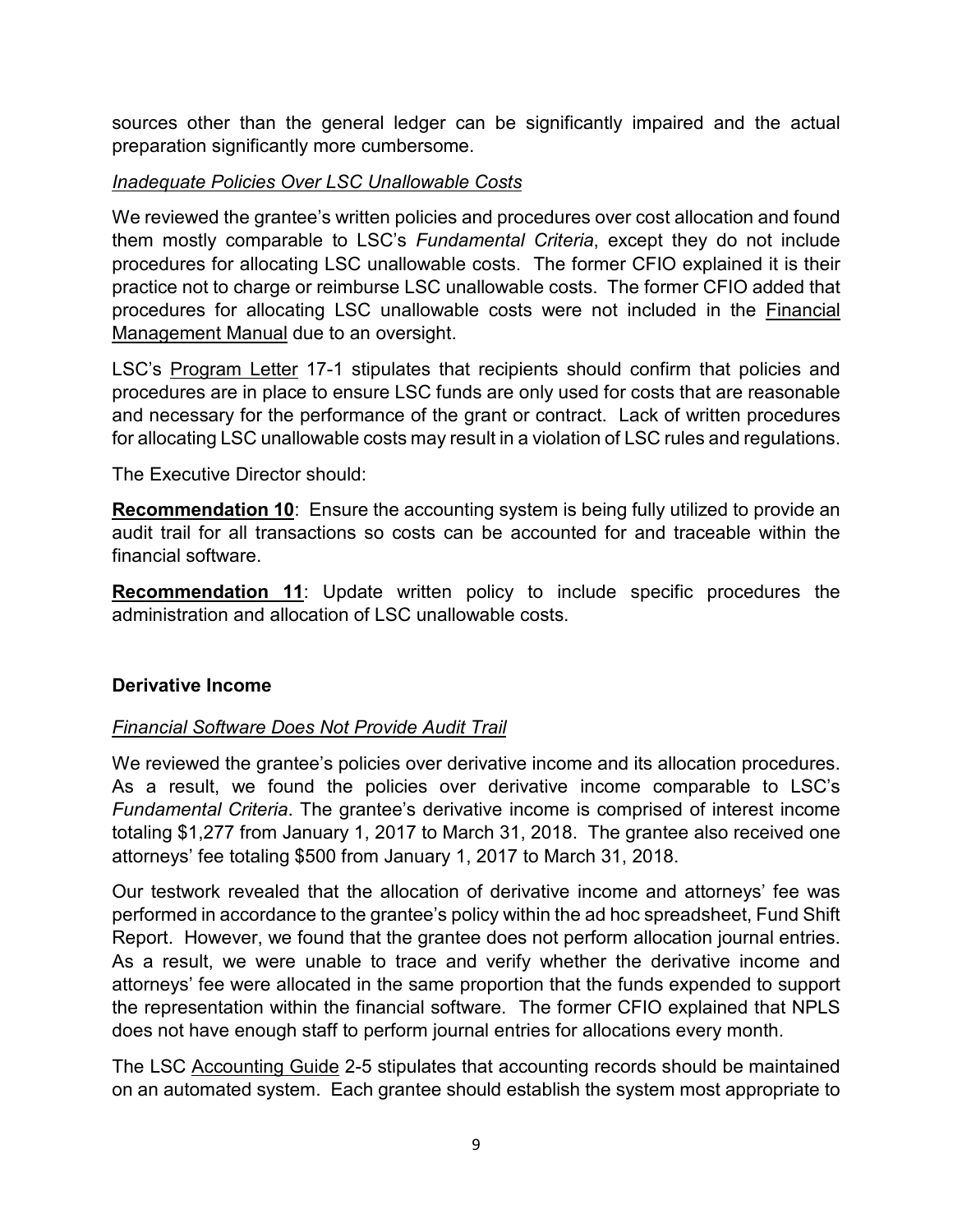sources other than the general ledger can be significantly impaired and the actual preparation significantly more cumbersome.

*Inadequate Policies Over LSC Unallowable Costs*

We reviewed the grantee's written policies and procedures over cost allocation and found them mostly comparable to LSC's *Fundamental Criteria*, except they do not include procedures for allocating LSC unallowable costs. The former CFIO explained it is their practice not to charge or reimburse LSC unallowable costs. The former CFIO added that procedures for allocating LSC unallowable costs were not included in the Financial Management Manual due to an oversight.

LSC's Program Letter 17-1 stipulates that recipients should confirm that policies and procedures are in place to ensure LSC funds are only used for costs that are reasonable and necessary for the performance of the grant or contract. Lack of written procedures for allocating LSC unallowable costs may result in a violation of LSC rules and regulations.

The Executive Director should:

**Recommendation 10**: Ensure the accounting system is being fully utilized to provide an audit trail for all transactions so costs can be accounted for and traceable within the financial software.

**Recommendation 11**: Update written policy to include specific procedures the administration and allocation of LSC unallowable costs.

**Derivative Income**

*Financial Software Does Not Provide Audit Trail*

We reviewed the grantee's policies over derivative income and its allocation procedures. As a result, we found the policies over derivative income comparable to LSC's *Fundamental Criteria*. The grantee's derivative income is comprised of interest income totaling $1,277 from January 1, 2017 to March 31, 2018. The grantee also received one attorneys' fee totaling $500 from January 1, 2017 to March 31, 2018.

Our testwork revealed that the allocation of derivative income and attorneys' fee was performed in accordance to the grantee's policy within the ad hoc spreadsheet, Fund Shift Report. However, we found that the grantee does not perform allocation journal entries. As a result, we were unable to trace and verify whether the derivative income and attorneys' fee were allocated in the same proportion that the funds expended to support the representation within the financial software. The former CFIO explained that NPLS does not have enough staff to perform journal entries for allocations every month.

The LSC Accounting Guide 2-5 stipulates that accounting records should be maintained on an automated system. Each grantee should establish the system most appropriate to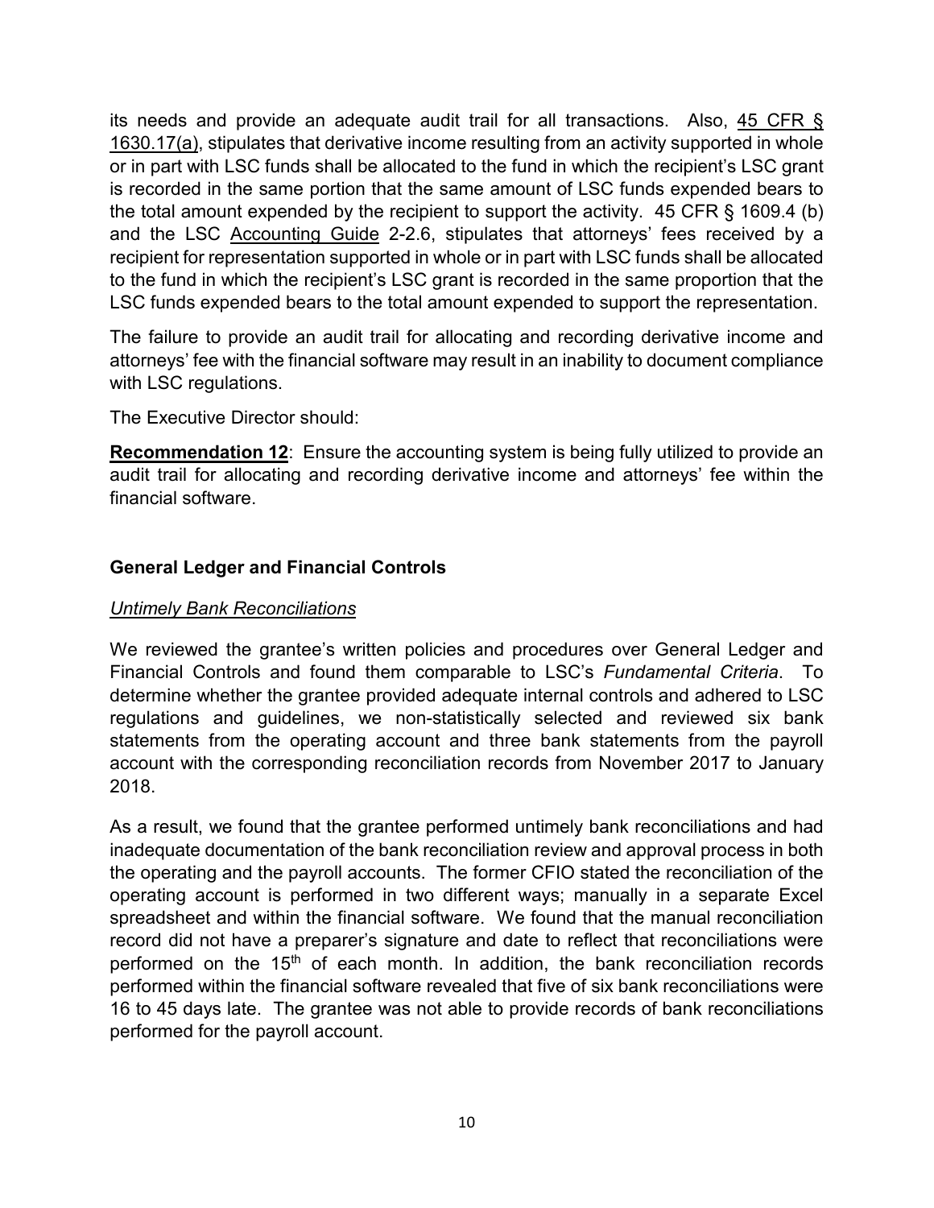its needs and provide an adequate audit trail for all transactions. Also, 45 CFR § 1630.17(a), stipulates that derivative income resulting from an activity supported in whole or in part with LSC funds shall be allocated to the fund in which the recipient's LSC grant is recorded in the same portion that the same amount of LSC funds expended bears to the total amount expended by the recipient to support the activity. 45 CFR § 1609.4 (b) and the LSC Accounting Guide 2-2.6, stipulates that attorneys' fees received by a recipient for representation supported in whole or in part with LSC funds shall be allocated to the fund in which the recipient's LSC grant is recorded in the same proportion that the LSC funds expended bears to the total amount expended to support the representation.

The failure to provide an audit trail for allocating and recording derivative income and attorneys' fee with the financial software may result in an inability to document compliance with LSC regulations.

The Executive Director should:

**Recommendation 12**: Ensure the accounting system is being fully utilized to provide an audit trail for allocating and recording derivative income and attorneys' fee within the financial software.

### General Ledger and Financial Controls

*Untimely Bank Reconciliations*

We reviewed the grantee's written policies and procedures over General Ledger and Financial Controls and found them comparable to LSC's *Fundamental Criteria*. To determine whether the grantee provided adequate internal controls and adhered to LSC regulations and guidelines, we non-statistically selected and reviewed six bank statements from the operating account and three bank statements from the payroll account with the corresponding reconciliation records from November 2017 to January 2018.

As a result, we found that the grantee performed untimely bank reconciliations and had inadequate documentation of the bank reconciliation review and approval process in both the operating and the payroll accounts. The former CFIO stated the reconciliation of the operating account is performed in two different ways; manually in a separate Excel spreadsheet and within the financial software. We found that the manual reconciliation record did not have a preparer's signature and date to reflect that reconciliations were performed on the 15th of each month. In addition, the bank reconciliation records performed within the financial software revealed that five of six bank reconciliations were 16 to 45 days late. The grantee was not able to provide records of bank reconciliations performed for the payroll account.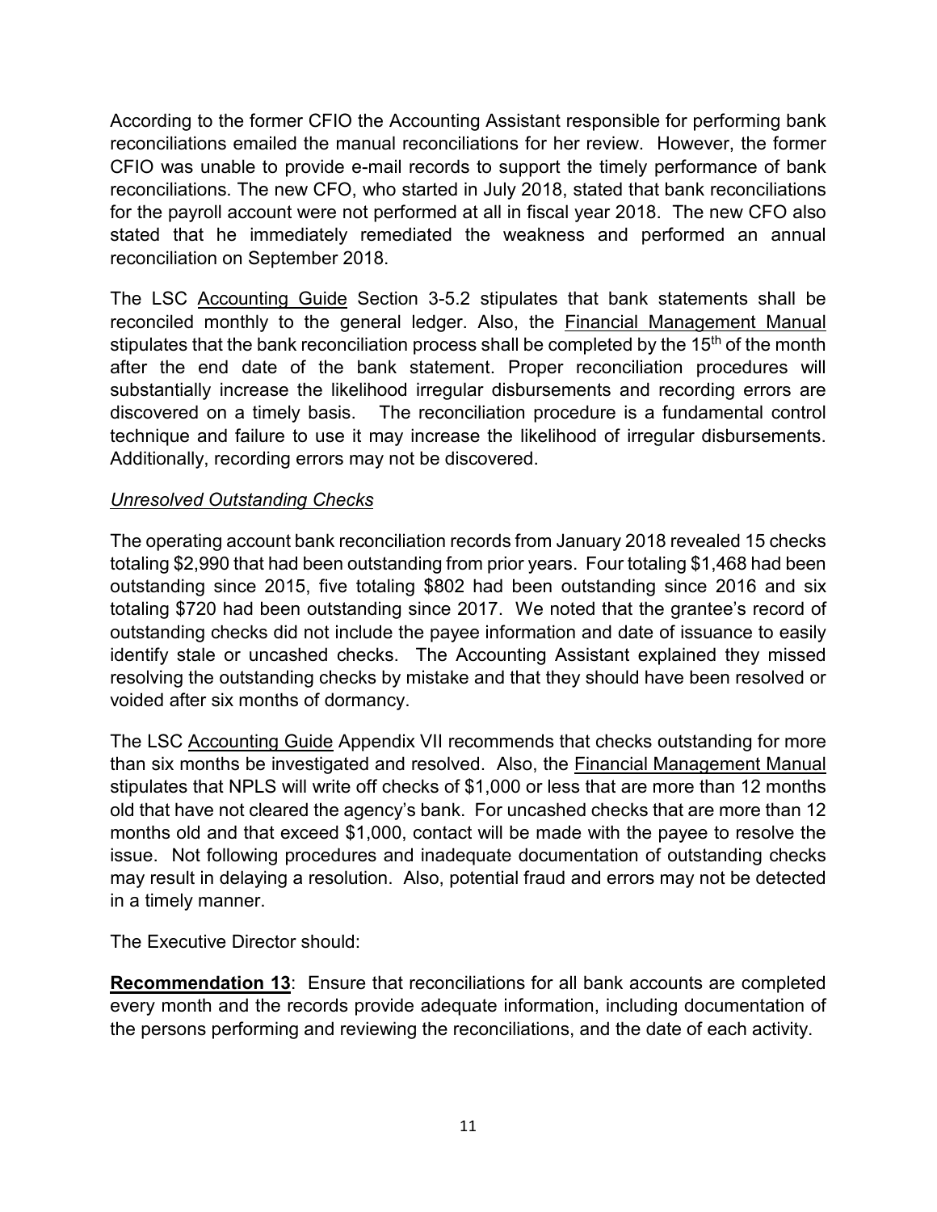According to the former CFIO the Accounting Assistant responsible for performing bank reconciliations emailed the manual reconciliations for her review. However, the former CFIO was unable to provide e-mail records to support the timely performance of bank reconciliations. The new CFO, who started in July 2018, stated that bank reconciliations for the payroll account were not performed at all in fiscal year 2018. The new CFO also stated that he immediately remediated the weakness and performed an annual reconciliation on September 2018.

The LSC Accounting Guide Section 3-5.2 stipulates that bank statements shall be reconciled monthly to the general ledger. Also, the Financial Management Manual stipulates that the bank reconciliation process shall be completed by the 15th of the month after the end date of the bank statement. Proper reconciliation procedures will substantially increase the likelihood irregular disbursements and recording errors are discovered on a timely basis. The reconciliation procedure is a fundamental control technique and failure to use it may increase the likelihood of irregular disbursements. Additionally, recording errors may not be discovered.

*Unresolved Outstanding Checks*

The operating account bank reconciliation records from January 2018 revealed 15 checks totaling $2,990 that had been outstanding from prior years. Four totaling $1,468 had been outstanding since 2015, five totaling $802 had been outstanding since 2016 and six totaling $720 had been outstanding since 2017. We noted that the grantee's record of outstanding checks did not include the payee information and date of issuance to easily identify stale or uncashed checks. The Accounting Assistant explained they missed resolving the outstanding checks by mistake and that they should have been resolved or voided after six months of dormancy.

The LSC Accounting Guide Appendix VII recommends that checks outstanding for more than six months be investigated and resolved. Also, the Financial Management Manual stipulates that NPLS will write off checks of $1,000 or less that are more than 12 months old that have not cleared the agency's bank. For uncashed checks that are more than 12 months old and that exceed $1,000, contact will be made with the payee to resolve the issue. Not following procedures and inadequate documentation of outstanding checks may result in delaying a resolution. Also, potential fraud and errors may not be detected in a timely manner.

The Executive Director should:

**Recommendation 13**: Ensure that reconciliations for all bank accounts are completed every month and the records provide adequate information, including documentation of the persons performing and reviewing the reconciliations, and the date of each activity.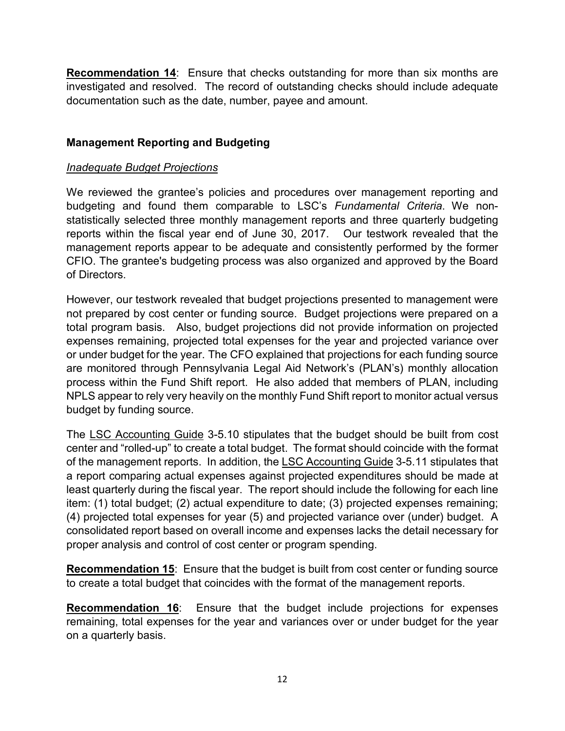**Recommendation 14**: Ensure that checks outstanding for more than six months are investigated and resolved. The record of outstanding checks should include adequate documentation such as the date, number, payee and amount.

### Management Reporting and Budgeting

*Inadequate Budget Projections*

We reviewed the grantee's policies and procedures over management reporting and budgeting and found them comparable to LSC's *Fundamental Criteria*. We non-statistically selected three monthly management reports and three quarterly budgeting reports within the fiscal year end of June 30, 2017. Our testwork revealed that the management reports appear to be adequate and consistently performed by the former CFIO. The grantee's budgeting process was also organized and approved by the Board of Directors.

However, our testwork revealed that budget projections presented to management were not prepared by cost center or funding source. Budget projections were prepared on a total program basis. Also, budget projections did not provide information on projected expenses remaining, projected total expenses for the year and projected variance over or under budget for the year. The CFO explained that projections for each funding source are monitored through Pennsylvania Legal Aid Network's (PLAN's) monthly allocation process within the Fund Shift report. He also added that members of PLAN, including NPLS appear to rely very heavily on the monthly Fund Shift report to monitor actual versus budget by funding source.

The LSC Accounting Guide 3-5.10 stipulates that the budget should be built from cost center and "rolled-up" to create a total budget. The format should coincide with the format of the management reports. In addition, the LSC Accounting Guide 3-5.11 stipulates that a report comparing actual expenses against projected expenditures should be made at least quarterly during the fiscal year. The report should include the following for each line item: (1) total budget; (2) actual expenditure to date; (3) projected expenses remaining; (4) projected total expenses for year (5) and projected variance over (under) budget. A consolidated report based on overall income and expenses lacks the detail necessary for proper analysis and control of cost center or program spending.

**Recommendation 15**: Ensure that the budget is built from cost center or funding source to create a total budget that coincides with the format of the management reports.

**Recommendation 16**: Ensure that the budget include projections for expenses remaining, total expenses for the year and variances over or under budget for the year on a quarterly basis.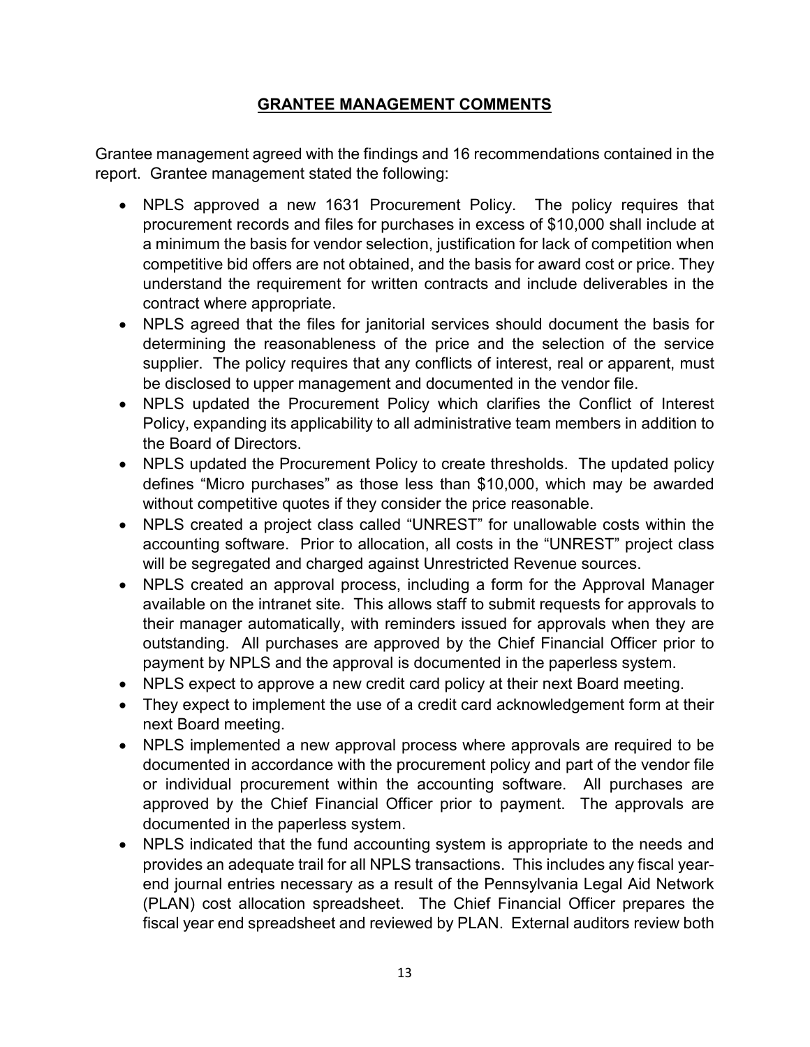## GRANTEE MANAGEMENT COMMENTS

Grantee management agreed with the findings and 16 recommendations contained in the report. Grantee management stated the following:

- NPLS approved a new 1631 Procurement Policy. The policy requires that procurement records and files for purchases in excess of $10,000 shall include at a minimum the basis for vendor selection, justification for lack of competition when competitive bid offers are not obtained, and the basis for award cost or price. They understand the requirement for written contracts and include deliverables in the contract where appropriate.
- NPLS agreed that the files for janitorial services should document the basis for determining the reasonableness of the price and the selection of the service supplier. The policy requires that any conflicts of interest, real or apparent, must be disclosed to upper management and documented in the vendor file.
- NPLS updated the Procurement Policy which clarifies the Conflict of Interest Policy, expanding its applicability to all administrative team members in addition to the Board of Directors.
- NPLS updated the Procurement Policy to create thresholds. The updated policy defines "Micro purchases" as those less than $10,000, which may be awarded without competitive quotes if they consider the price reasonable.
- NPLS created a project class called "UNREST" for unallowable costs within the accounting software. Prior to allocation, all costs in the "UNREST" project class will be segregated and charged against Unrestricted Revenue sources.
- NPLS created an approval process, including a form for the Approval Manager available on the intranet site. This allows staff to submit requests for approvals to their manager automatically, with reminders issued for approvals when they are outstanding. All purchases are approved by the Chief Financial Officer prior to payment by NPLS and the approval is documented in the paperless system.
- NPLS expect to approve a new credit card policy at their next Board meeting.
- They expect to implement the use of a credit card acknowledgement form at their next Board meeting.
- NPLS implemented a new approval process where approvals are required to be documented in accordance with the procurement policy and part of the vendor file or individual procurement within the accounting software. All purchases are approved by the Chief Financial Officer prior to payment. The approvals are documented in the paperless system.
- NPLS indicated that the fund accounting system is appropriate to the needs and provides an adequate trail for all NPLS transactions. This includes any fiscal year-end journal entries necessary as a result of the Pennsylvania Legal Aid Network (PLAN) cost allocation spreadsheet. The Chief Financial Officer prepares the fiscal year end spreadsheet and reviewed by PLAN. External auditors review both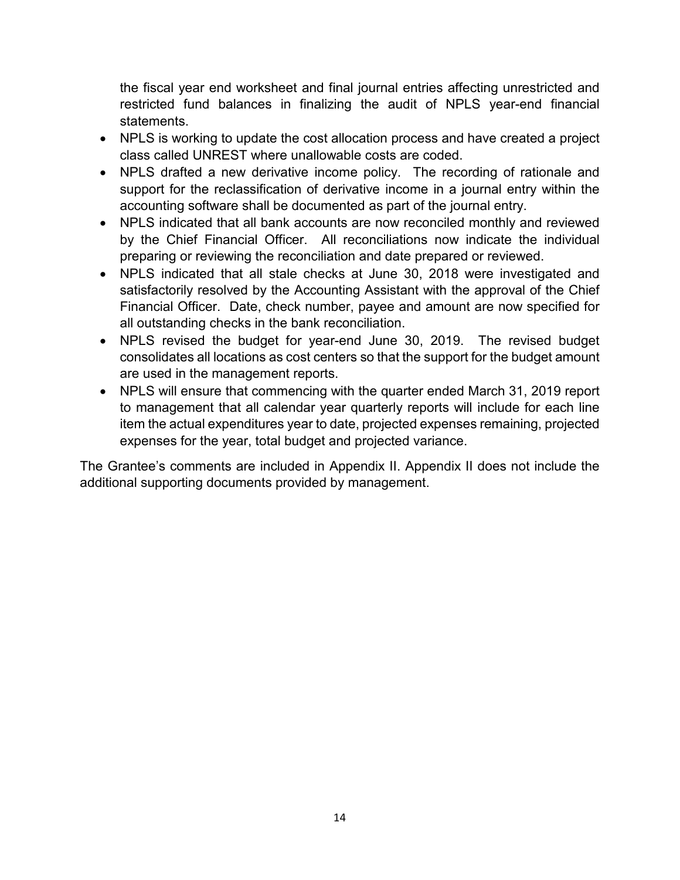the fiscal year end worksheet and final journal entries affecting unrestricted and restricted fund balances in finalizing the audit of NPLS year-end financial statements.

- NPLS is working to update the cost allocation process and have created a project class called UNREST where unallowable costs are coded.
- NPLS drafted a new derivative income policy. The recording of rationale and support for the reclassification of derivative income in a journal entry within the accounting software shall be documented as part of the journal entry.
- NPLS indicated that all bank accounts are now reconciled monthly and reviewed by the Chief Financial Officer. All reconciliations now indicate the individual preparing or reviewing the reconciliation and date prepared or reviewed.
- NPLS indicated that all stale checks at June 30, 2018 were investigated and satisfactorily resolved by the Accounting Assistant with the approval of the Chief Financial Officer. Date, check number, payee and amount are now specified for all outstanding checks in the bank reconciliation.
- NPLS revised the budget for year-end June 30, 2019. The revised budget consolidates all locations as cost centers so that the support for the budget amount are used in the management reports.
- NPLS will ensure that commencing with the quarter ended March 31, 2019 report to management that all calendar year quarterly reports will include for each line item the actual expenditures year to date, projected expenses remaining, projected expenses for the year, total budget and projected variance.

The Grantee's comments are included in Appendix II. Appendix II does not include the additional supporting documents provided by management.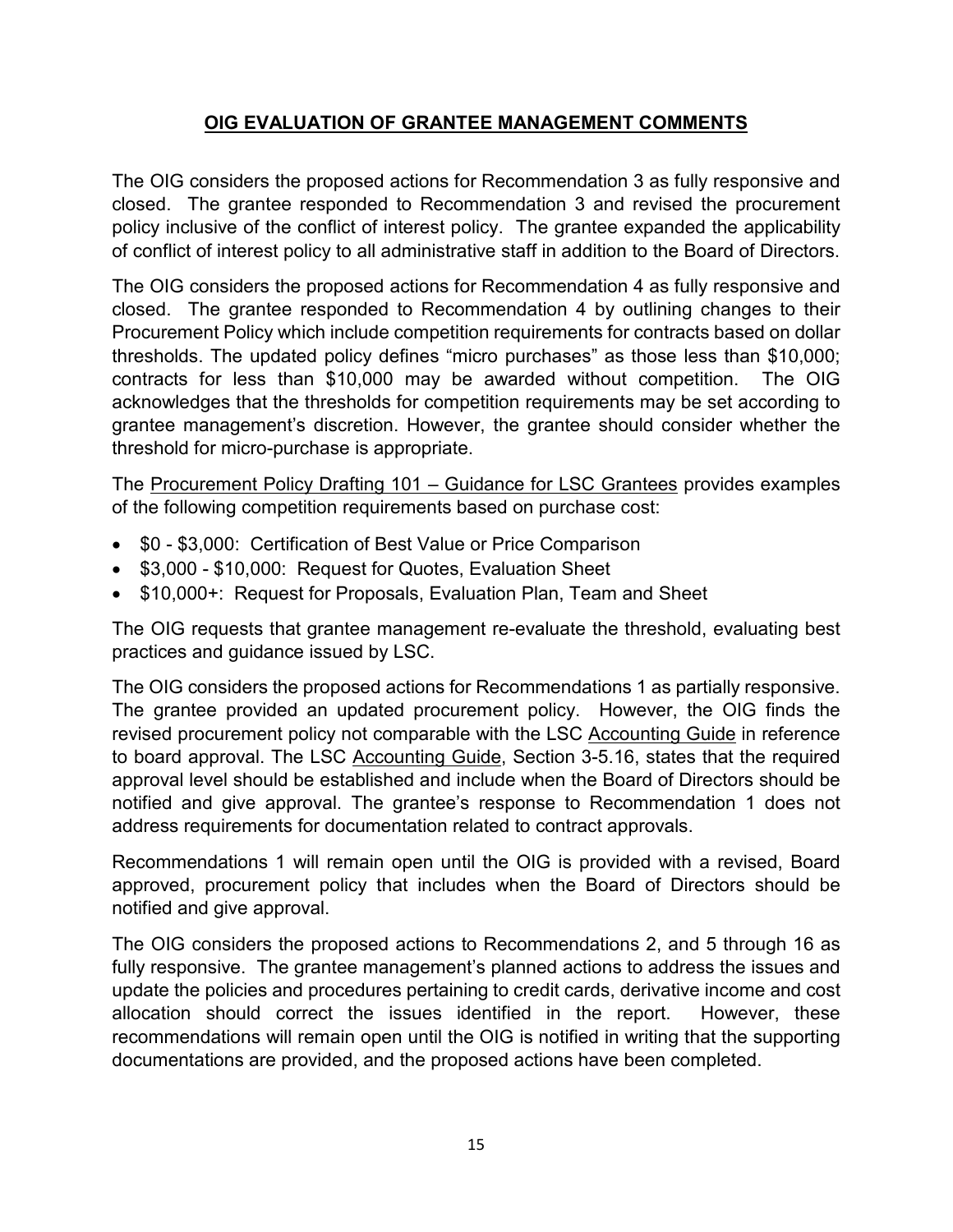## OIG EVALUATION OF GRANTEE MANAGEMENT COMMENTS

The OIG considers the proposed actions for Recommendation 3 as fully responsive and closed. The grantee responded to Recommendation 3 and revised the procurement policy inclusive of the conflict of interest policy. The grantee expanded the applicability of conflict of interest policy to all administrative staff in addition to the Board of Directors.

The OIG considers the proposed actions for Recommendation 4 as fully responsive and closed. The grantee responded to Recommendation 4 by outlining changes to their Procurement Policy which include competition requirements for contracts based on dollar thresholds. The updated policy defines "micro purchases" as those less than $10,000; contracts for less than $10,000 may be awarded without competition. The OIG acknowledges that the thresholds for competition requirements may be set according to grantee management's discretion. However, the grantee should consider whether the threshold for micro-purchase is appropriate.

The Procurement Policy Drafting 101 – Guidance for LSC Grantees provides examples of the following competition requirements based on purchase cost:

- $0 - $3,000: Certification of Best Value or Price Comparison
- $3,000 - $10,000: Request for Quotes, Evaluation Sheet
- $10,000+: Request for Proposals, Evaluation Plan, Team and Sheet

The OIG requests that grantee management re-evaluate the threshold, evaluating best practices and guidance issued by LSC.

The OIG considers the proposed actions for Recommendations 1 as partially responsive. The grantee provided an updated procurement policy. However, the OIG finds the revised procurement policy not comparable with the LSC Accounting Guide in reference to board approval. The LSC Accounting Guide, Section 3-5.16, states that the required approval level should be established and include when the Board of Directors should be notified and give approval. The grantee's response to Recommendation 1 does not address requirements for documentation related to contract approvals.

Recommendations 1 will remain open until the OIG is provided with a revised, Board approved, procurement policy that includes when the Board of Directors should be notified and give approval.

The OIG considers the proposed actions to Recommendations 2, and 5 through 16 as fully responsive. The grantee management's planned actions to address the issues and update the policies and procedures pertaining to credit cards, derivative income and cost allocation should correct the issues identified in the report. However, these recommendations will remain open until the OIG is notified in writing that the supporting documentations are provided, and the proposed actions have been completed.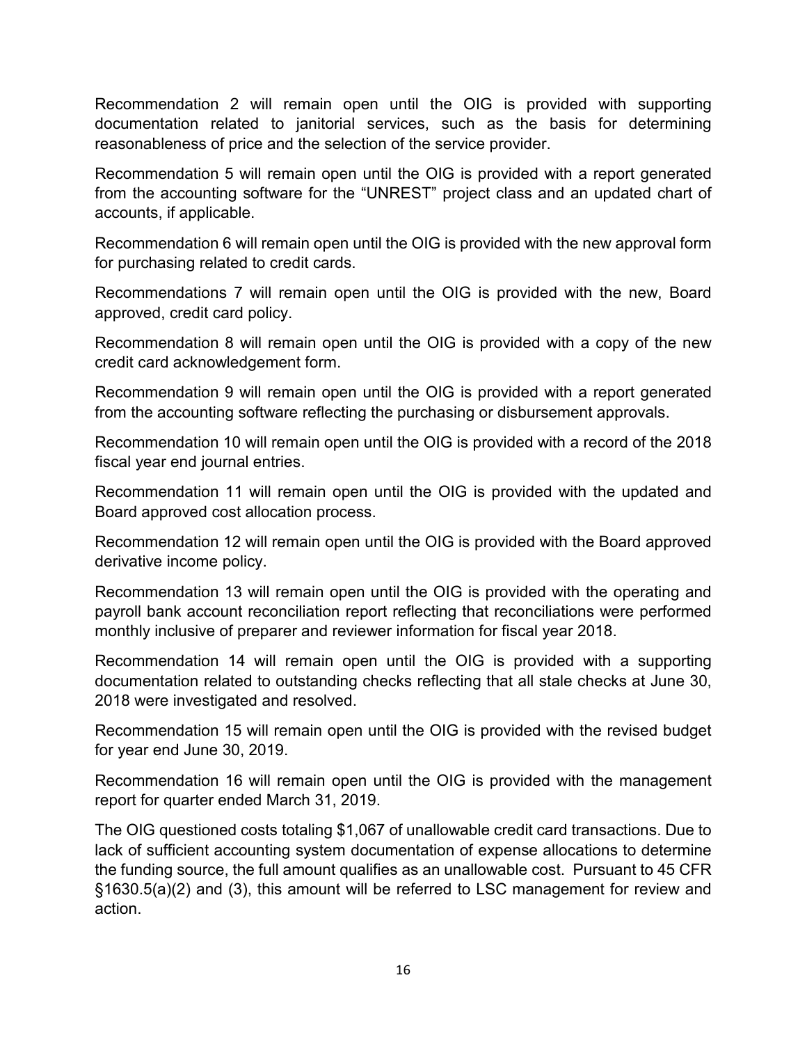Recommendation 2 will remain open until the OIG is provided with supporting documentation related to janitorial services, such as the basis for determining reasonableness of price and the selection of the service provider.

Recommendation 5 will remain open until the OIG is provided with a report generated from the accounting software for the “UNREST” project class and an updated chart of accounts, if applicable.

Recommendation 6 will remain open until the OIG is provided with the new approval form for purchasing related to credit cards.

Recommendations 7 will remain open until the OIG is provided with the new, Board approved, credit card policy.

Recommendation 8 will remain open until the OIG is provided with a copy of the new credit card acknowledgement form.

Recommendation 9 will remain open until the OIG is provided with a report generated from the accounting software reflecting the purchasing or disbursement approvals.

Recommendation 10 will remain open until the OIG is provided with a record of the 2018 fiscal year end journal entries.

Recommendation 11 will remain open until the OIG is provided with the updated and Board approved cost allocation process.

Recommendation 12 will remain open until the OIG is provided with the Board approved derivative income policy.

Recommendation 13 will remain open until the OIG is provided with the operating and payroll bank account reconciliation report reflecting that reconciliations were performed monthly inclusive of preparer and reviewer information for fiscal year 2018.

Recommendation 14 will remain open until the OIG is provided with a supporting documentation related to outstanding checks reflecting that all stale checks at June 30, 2018 were investigated and resolved.

Recommendation 15 will remain open until the OIG is provided with the revised budget for year end June 30, 2019.

Recommendation 16 will remain open until the OIG is provided with the management report for quarter ended March 31, 2019.

The OIG questioned costs totaling $1,067 of unallowable credit card transactions. Due to lack of sufficient accounting system documentation of expense allocations to determine the funding source, the full amount qualifies as an unallowable cost. Pursuant to 45 CFR §1630.5(a)(2) and (3), this amount will be referred to LSC management for review and action.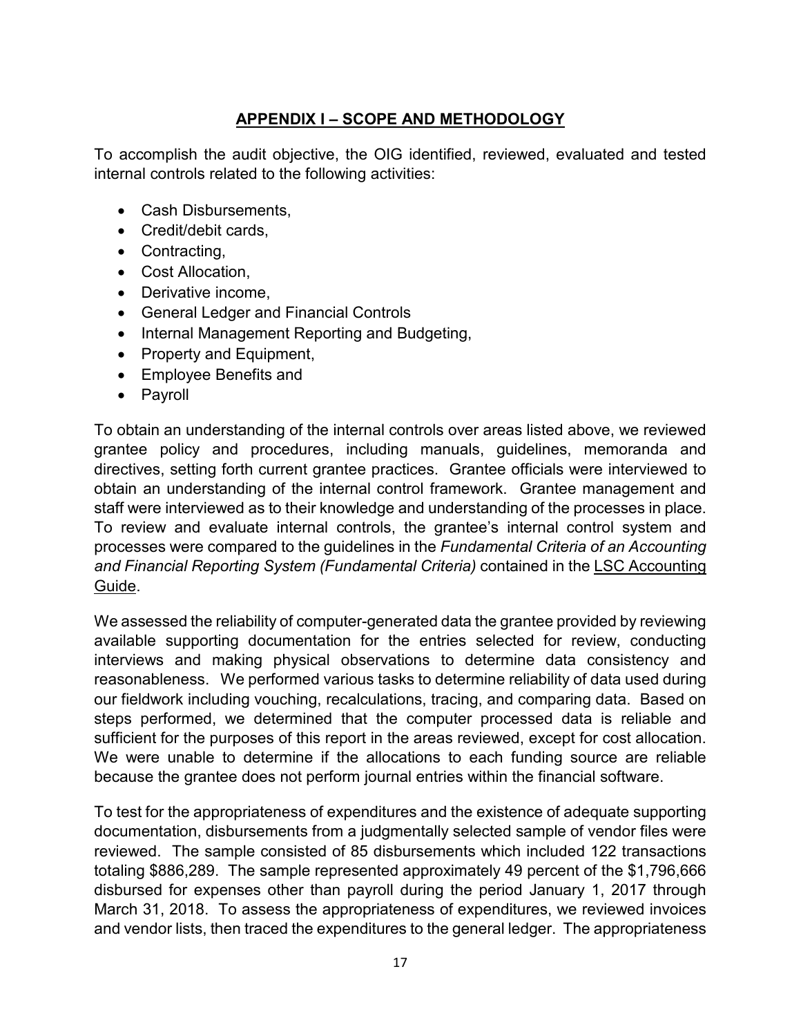## APPENDIX I – SCOPE AND METHODOLOGY

To accomplish the audit objective, the OIG identified, reviewed, evaluated and tested internal controls related to the following activities:

- Cash Disbursements,
- Credit/debit cards,
- Contracting,
- Cost Allocation,
- Derivative income,
- General Ledger and Financial Controls
- Internal Management Reporting and Budgeting,
- Property and Equipment,
- Employee Benefits and
- Payroll

To obtain an understanding of the internal controls over areas listed above, we reviewed grantee policy and procedures, including manuals, guidelines, memoranda and directives, setting forth current grantee practices. Grantee officials were interviewed to obtain an understanding of the internal control framework. Grantee management and staff were interviewed as to their knowledge and understanding of the processes in place. To review and evaluate internal controls, the grantee's internal control system and processes were compared to the guidelines in the *Fundamental Criteria of an Accounting and Financial Reporting System (Fundamental Criteria)* contained in the LSC Accounting Guide.

We assessed the reliability of computer-generated data the grantee provided by reviewing available supporting documentation for the entries selected for review, conducting interviews and making physical observations to determine data consistency and reasonableness. We performed various tasks to determine reliability of data used during our fieldwork including vouching, recalculations, tracing, and comparing data. Based on steps performed, we determined that the computer processed data is reliable and sufficient for the purposes of this report in the areas reviewed, except for cost allocation. We were unable to determine if the allocations to each funding source are reliable because the grantee does not perform journal entries within the financial software.

To test for the appropriateness of expenditures and the existence of adequate supporting documentation, disbursements from a judgmentally selected sample of vendor files were reviewed. The sample consisted of 85 disbursements which included 122 transactions totaling $886,289. The sample represented approximately 49 percent of the $1,796,666 disbursed for expenses other than payroll during the period January 1, 2017 through March 31, 2018. To assess the appropriateness of expenditures, we reviewed invoices and vendor lists, then traced the expenditures to the general ledger. The appropriateness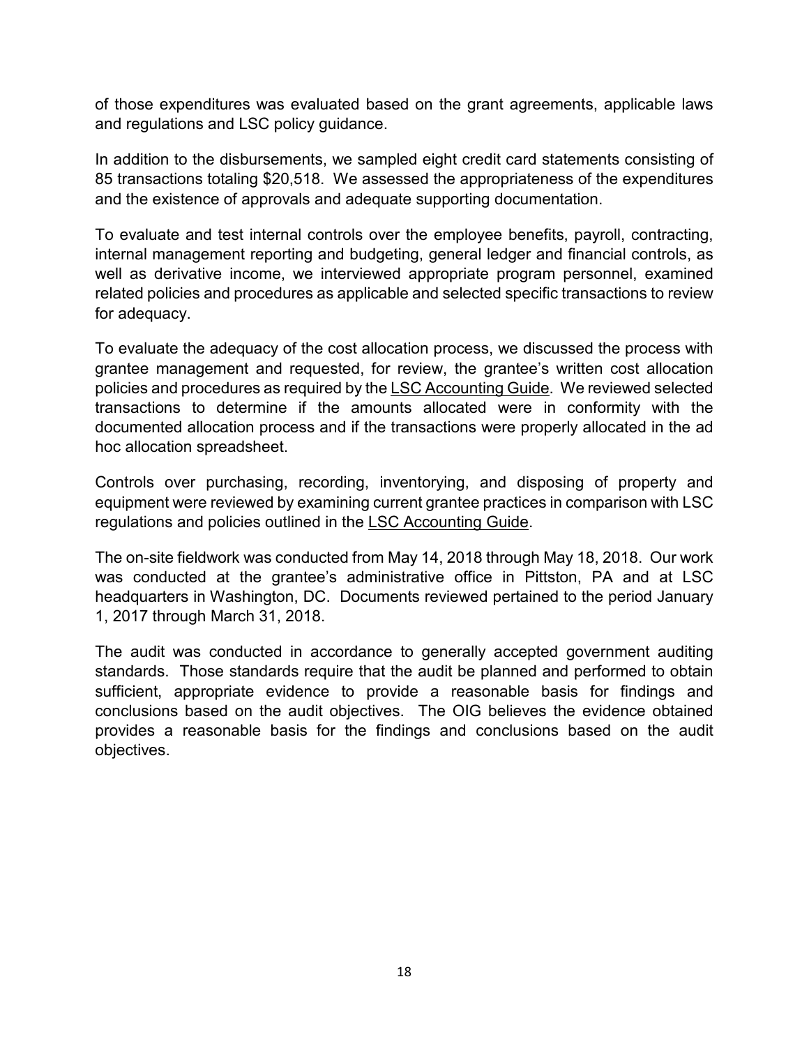of those expenditures was evaluated based on the grant agreements, applicable laws and regulations and LSC policy guidance.

In addition to the disbursements, we sampled eight credit card statements consisting of 85 transactions totaling $20,518. We assessed the appropriateness of the expenditures and the existence of approvals and adequate supporting documentation.

To evaluate and test internal controls over the employee benefits, payroll, contracting, internal management reporting and budgeting, general ledger and financial controls, as well as derivative income, we interviewed appropriate program personnel, examined related policies and procedures as applicable and selected specific transactions to review for adequacy.

To evaluate the adequacy of the cost allocation process, we discussed the process with grantee management and requested, for review, the grantee's written cost allocation policies and procedures as required by the LSC Accounting Guide. We reviewed selected transactions to determine if the amounts allocated were in conformity with the documented allocation process and if the transactions were properly allocated in the ad hoc allocation spreadsheet.

Controls over purchasing, recording, inventorying, and disposing of property and equipment were reviewed by examining current grantee practices in comparison with LSC regulations and policies outlined in the LSC Accounting Guide.

The on-site fieldwork was conducted from May 14, 2018 through May 18, 2018. Our work was conducted at the grantee's administrative office in Pittston, PA and at LSC headquarters in Washington, DC. Documents reviewed pertained to the period January 1, 2017 through March 31, 2018.

The audit was conducted in accordance to generally accepted government auditing standards. Those standards require that the audit be planned and performed to obtain sufficient, appropriate evidence to provide a reasonable basis for findings and conclusions based on the audit objectives. The OIG believes the evidence obtained provides a reasonable basis for the findings and conclusions based on the audit objectives.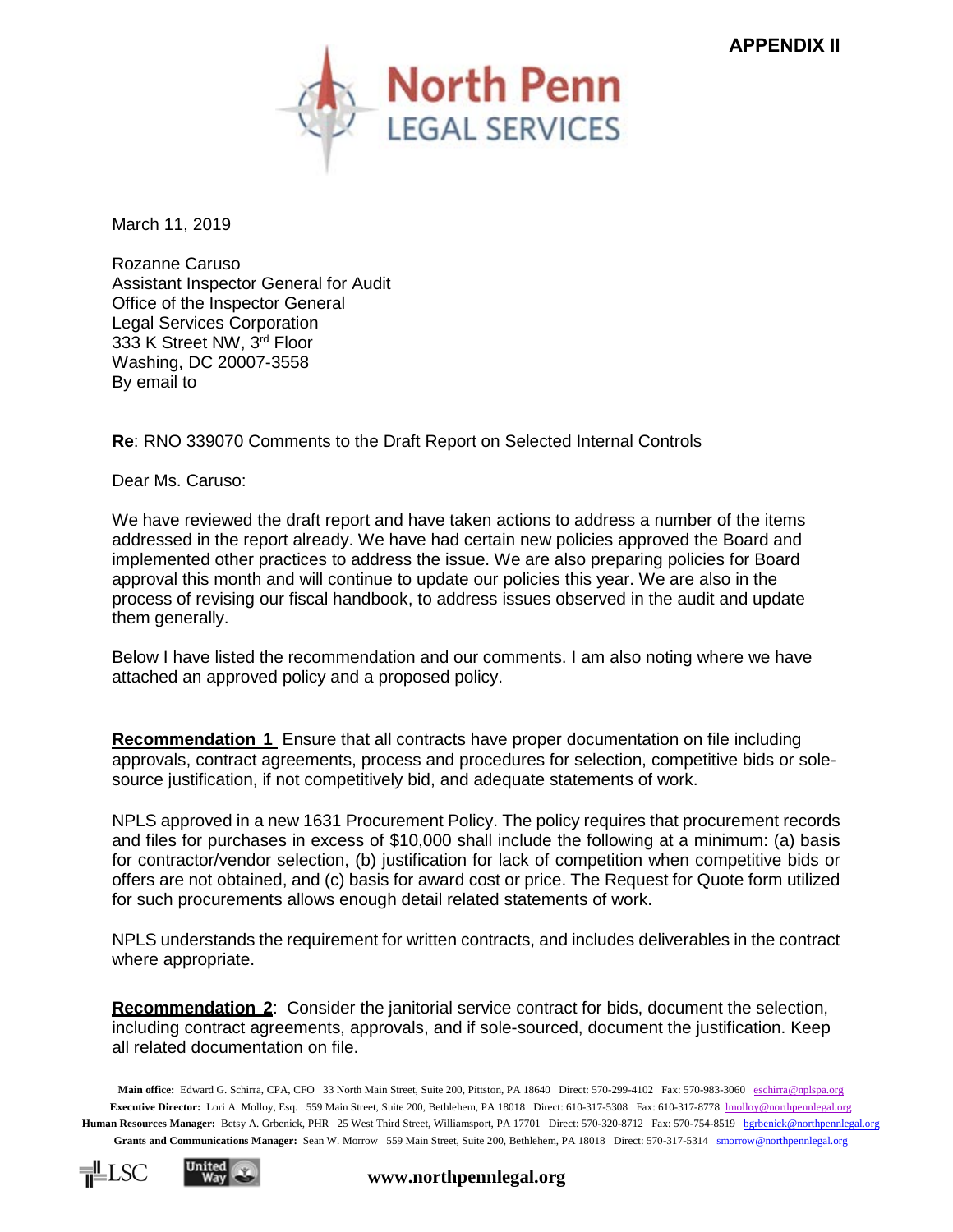**APPENDIX II**

North Penn LEGAL SERVICES

March 11, 2019

Rozanne Caruso
Assistant Inspector General for Audit
Office of the Inspector General
Legal Services Corporation
333 K Street NW, 3rd Floor
Washing, DC 20007-3558
By email to

**Re**: RNO 339070 Comments to the Draft Report on Selected Internal Controls

Dear Ms. Caruso:

We have reviewed the draft report and have taken actions to address a number of the items addressed in the report already. We have had certain new policies approved the Board and implemented other practices to address the issue. We are also preparing policies for Board approval this month and will continue to update our policies this year. We are also in the process of revising our fiscal handbook, to address issues observed in the audit and update them generally.

Below I have listed the recommendation and our comments. I am also noting where we have attached an approved policy and a proposed policy.

**Recommendation 1** Ensure that all contracts have proper documentation on file including approvals, contract agreements, process and procedures for selection, competitive bids or sole-source justification, if not competitively bid, and adequate statements of work.

NPLS approved in a new 1631 Procurement Policy. The policy requires that procurement records and files for purchases in excess of $10,000 shall include the following at a minimum: (a) basis for contractor/vendor selection, (b) justification for lack of competition when competitive bids or offers are not obtained, and (c) basis for award cost or price. The Request for Quote form utilized for such procurements allows enough detail related statements of work.

NPLS understands the requirement for written contracts, and includes deliverables in the contract where appropriate.

**Recommendation 2**: Consider the janitorial service contract for bids, document the selection, including contract agreements, approvals, and if sole-sourced, document the justification. Keep all related documentation on file.

**Main office:** Edward G. Schirra, CPA, CFO 33 North Main Street, Suite 200, Pittston, PA 18640 Direct: 570-299-4102 Fax: 570-983-3060 eschirra@nplspa.org
**Executive Director:** Lori A. Molloy, Esq. 559 Main Street, Suite 200, Bethlehem, PA 18018 Direct: 610-317-5308 Fax: 610-317-8778 lmolloy@northpennlegal.org
**Human Resources Manager:** Betsy A. Grbenick, PHR 25 West Third Street, Williamsport, PA 17701 Direct: 570-320-8712 Fax: 570-754-8519 bgrbenick@northpennlegal.org
**Grants and Communications Manager:** Sean W. Morrow 559 Main Street, Suite 200, Bethlehem, PA 18018 Direct: 570-317-5314 smorrow@northpennlegal.org

LSC United Way **www.northpennlegal.org**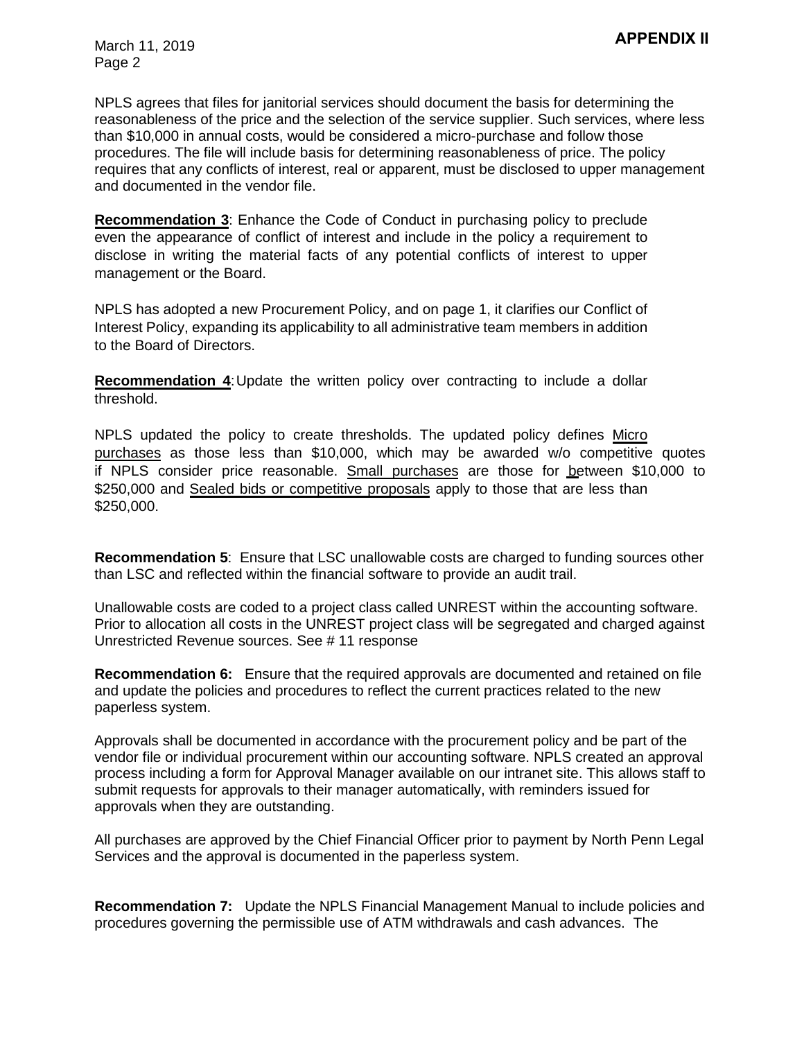**APPENDIX II**

NPLS agrees that files for janitorial services should document the basis for determining the reasonableness of the price and the selection of the service supplier. Such services, where less than $10,000 in annual costs, would be considered a micro-purchase and follow those procedures. The file will include basis for determining reasonableness of price. The policy requires that any conflicts of interest, real or apparent, must be disclosed to upper management and documented in the vendor file.

**Recommendation 3**: Enhance the Code of Conduct in purchasing policy to preclude even the appearance of conflict of interest and include in the policy a requirement to disclose in writing the material facts of any potential conflicts of interest to upper management or the Board.

NPLS has adopted a new Procurement Policy, and on page 1, it clarifies our Conflict of Interest Policy, expanding its applicability to all administrative team members in addition to the Board of Directors.

**Recommendation 4**: Update the written policy over contracting to include a dollar threshold.

NPLS updated the policy to create thresholds. The updated policy defines Micro purchases as those less than $10,000, which may be awarded w/o competitive quotes if NPLS consider price reasonable. Small purchases are those for between $10,000 to $250,000 and Sealed bids or competitive proposals apply to those that are less than $250,000.

**Recommendation 5**: Ensure that LSC unallowable costs are charged to funding sources other than LSC and reflected within the financial software to provide an audit trail.

Unallowable costs are coded to a project class called UNREST within the accounting software. Prior to allocation all costs in the UNREST project class will be segregated and charged against Unrestricted Revenue sources. See # 11 response

**Recommendation 6:** Ensure that the required approvals are documented and retained on file and update the policies and procedures to reflect the current practices related to the new paperless system.

Approvals shall be documented in accordance with the procurement policy and be part of the vendor file or individual procurement within our accounting software. NPLS created an approval process including a form for Approval Manager available on our intranet site. This allows staff to submit requests for approvals to their manager automatically, with reminders issued for approvals when they are outstanding.

All purchases are approved by the Chief Financial Officer prior to payment by North Penn Legal Services and the approval is documented in the paperless system.

**Recommendation 7:** Update the NPLS Financial Management Manual to include policies and procedures governing the permissible use of ATM withdrawals and cash advances. The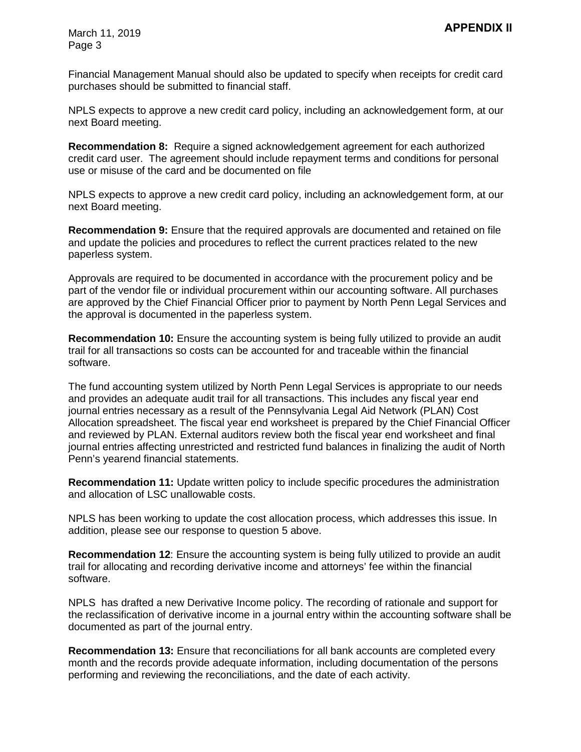**APPENDIX II**

Financial Management Manual should also be updated to specify when receipts for credit card purchases should be submitted to financial staff.

NPLS expects to approve a new credit card policy, including an acknowledgement form, at our next Board meeting.

**Recommendation 8:** Require a signed acknowledgement agreement for each authorized credit card user. The agreement should include repayment terms and conditions for personal use or misuse of the card and be documented on file

NPLS expects to approve a new credit card policy, including an acknowledgement form, at our next Board meeting.

**Recommendation 9:** Ensure that the required approvals are documented and retained on file and update the policies and procedures to reflect the current practices related to the new paperless system.

Approvals are required to be documented in accordance with the procurement policy and be part of the vendor file or individual procurement within our accounting software. All purchases are approved by the Chief Financial Officer prior to payment by North Penn Legal Services and the approval is documented in the paperless system.

**Recommendation 10:** Ensure the accounting system is being fully utilized to provide an audit trail for all transactions so costs can be accounted for and traceable within the financial software.

The fund accounting system utilized by North Penn Legal Services is appropriate to our needs and provides an adequate audit trail for all transactions. This includes any fiscal year end journal entries necessary as a result of the Pennsylvania Legal Aid Network (PLAN) Cost Allocation spreadsheet. The fiscal year end worksheet is prepared by the Chief Financial Officer and reviewed by PLAN. External auditors review both the fiscal year end worksheet and final journal entries affecting unrestricted and restricted fund balances in finalizing the audit of North Penn's yearend financial statements.

**Recommendation 11:** Update written policy to include specific procedures the administration and allocation of LSC unallowable costs.

NPLS has been working to update the cost allocation process, which addresses this issue. In addition, please see our response to question 5 above.

**Recommendation 12**: Ensure the accounting system is being fully utilized to provide an audit trail for allocating and recording derivative income and attorneys' fee within the financial software.

NPLS has drafted a new Derivative Income policy. The recording of rationale and support for the reclassification of derivative income in a journal entry within the accounting software shall be documented as part of the journal entry.

**Recommendation 13:** Ensure that reconciliations for all bank accounts are completed every month and the records provide adequate information, including documentation of the persons performing and reviewing the reconciliations, and the date of each activity.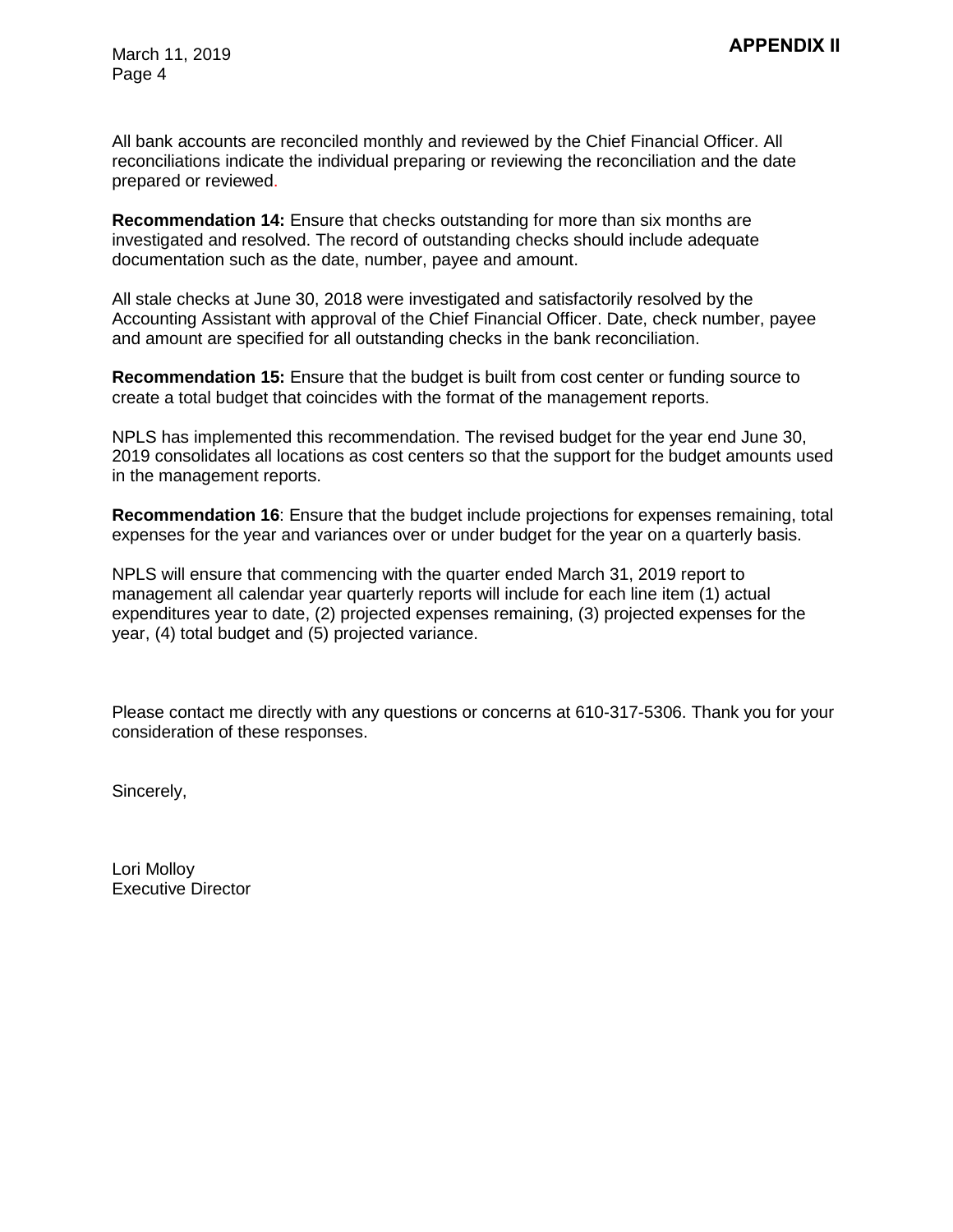All bank accounts are reconciled monthly and reviewed by the Chief Financial Officer. All reconciliations indicate the individual preparing or reviewing the reconciliation and the date prepared or reviewed.

**Recommendation 14:** Ensure that checks outstanding for more than six months are investigated and resolved. The record of outstanding checks should include adequate documentation such as the date, number, payee and amount.

All stale checks at June 30, 2018 were investigated and satisfactorily resolved by the Accounting Assistant with approval of the Chief Financial Officer. Date, check number, payee and amount are specified for all outstanding checks in the bank reconciliation.

**Recommendation 15:** Ensure that the budget is built from cost center or funding source to create a total budget that coincides with the format of the management reports.

NPLS has implemented this recommendation. The revised budget for the year end June 30, 2019 consolidates all locations as cost centers so that the support for the budget amounts used in the management reports.

**Recommendation 16**: Ensure that the budget include projections for expenses remaining, total expenses for the year and variances over or under budget for the year on a quarterly basis.

NPLS will ensure that commencing with the quarter ended March 31, 2019 report to management all calendar year quarterly reports will include for each line item (1) actual expenditures year to date, (2) projected expenses remaining, (3) projected expenses for the year, (4) total budget and (5) projected variance.

Please contact me directly with any questions or concerns at 610-317-5306. Thank you for your consideration of these responses.

Sincerely,

Lori Molloy
Executive Director